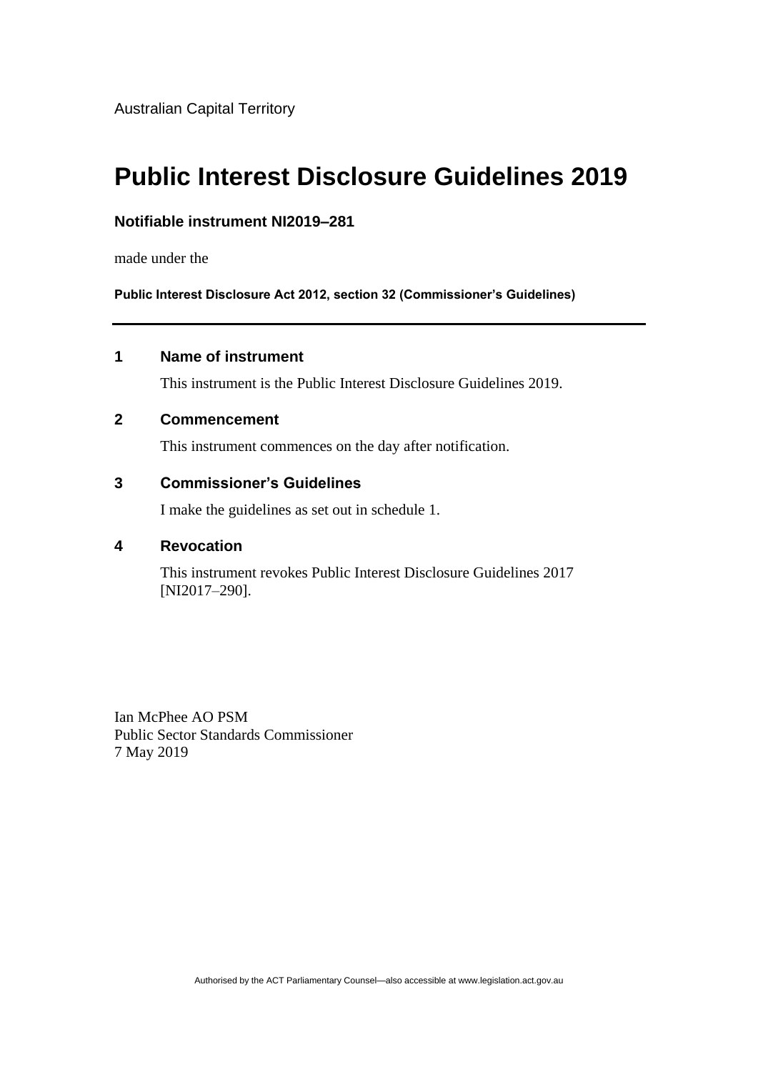Australian Capital Territory

# Public Interest Disclosure Guidelines 2019

**Notifiable instrument NI2019–281**

made under the

**Public Interest Disclosure Act 2012, section 32 (Commissioner's Guidelines)**

---

## 1 Name of instrument

This instrument is the Public Interest Disclosure Guidelines 2019.

## 2 Commencement

This instrument commences on the day after notification.

## 3 Commissioner's Guidelines

I make the guidelines as set out in schedule 1.

## 4 Revocation

This instrument revokes Public Interest Disclosure Guidelines 2017 [NI2017–290].

Ian McPhee AO PSM
Public Sector Standards Commissioner
7 May 2019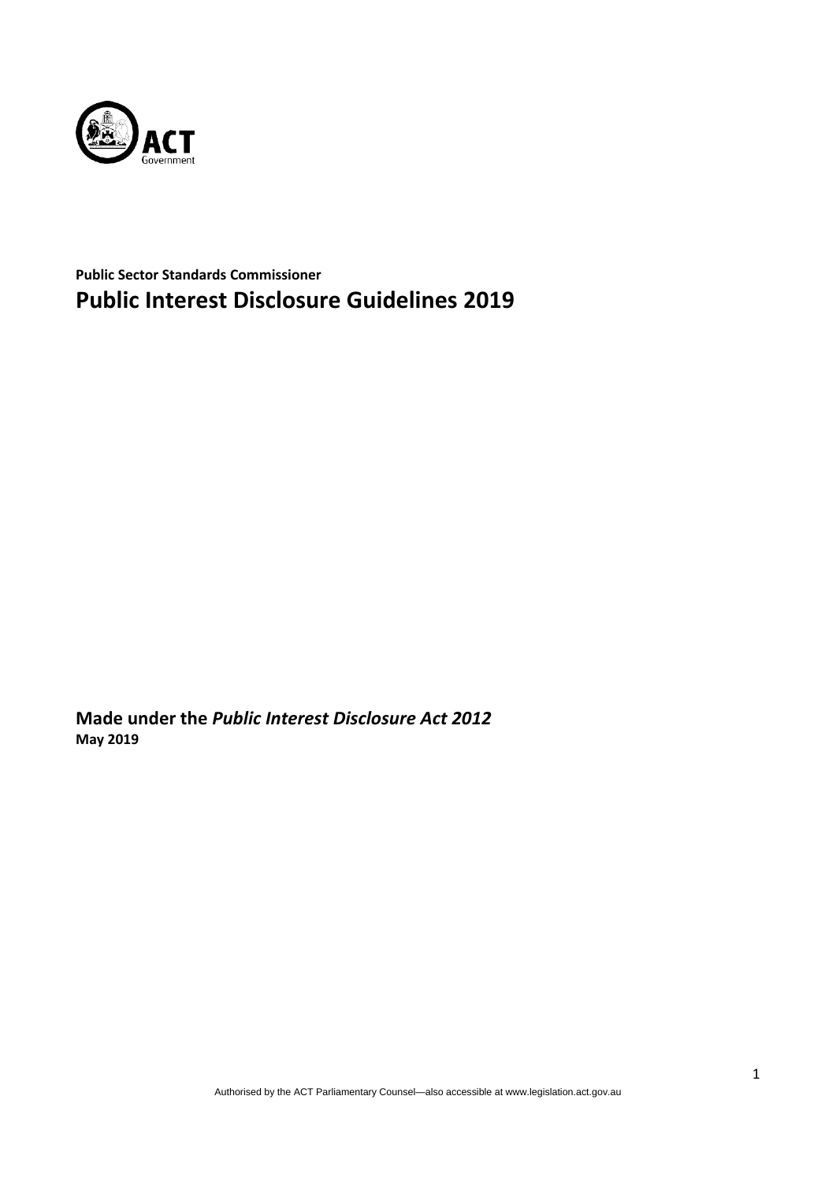**Public Sector Standards Commissioner**

# Public Interest Disclosure Guidelines 2019

**Made under the *Public Interest Disclosure Act 2012***

**May 2019**

Authorised by the ACT Parliamentary Counsel—also accessible at www.legislation.act.gov.au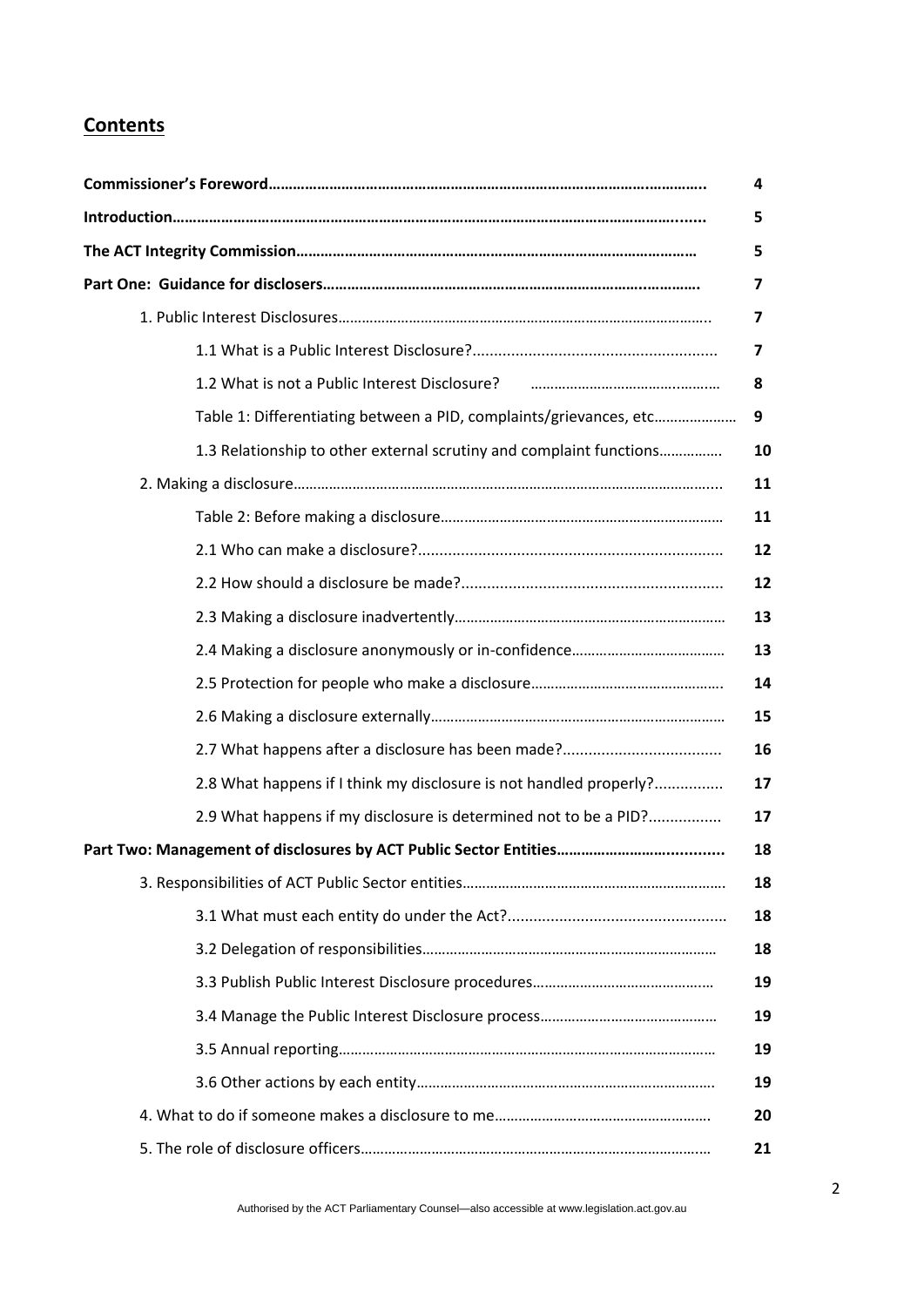## Contents

| | |
|---|---|
| **Commissioner's Foreword** | **4** |
| **Introduction** | **5** |
| **The ACT Integrity Commission** | **5** |
| **Part One: Guidance for disclosers** | **7** |
| 1. Public Interest Disclosures | **7** |
| 1.1 What is a Public Interest Disclosure? | **7** |
| 1.2 What is not a Public Interest Disclosure? | **8** |
| Table 1: Differentiating between a PID, complaints/grievances, etc | **9** |
| 1.3 Relationship to other external scrutiny and complaint functions | **10** |
| 2. Making a disclosure | **11** |
| Table 2: Before making a disclosure | **11** |
| 2.1 Who can make a disclosure? | **12** |
| 2.2 How should a disclosure be made? | **12** |
| 2.3 Making a disclosure inadvertently | **13** |
| 2.4 Making a disclosure anonymously or in-confidence | **13** |
| 2.5 Protection for people who make a disclosure | **14** |
| 2.6 Making a disclosure externally | **15** |
| 2.7 What happens after a disclosure has been made? | **16** |
| 2.8 What happens if I think my disclosure is not handled properly? | **17** |
| 2.9 What happens if my disclosure is determined not to be a PID? | **17** |
| **Part Two: Management of disclosures by ACT Public Sector Entities** | **18** |
| 3. Responsibilities of ACT Public Sector entities | **18** |
| 3.1 What must each entity do under the Act? | **18** |
| 3.2 Delegation of responsibilities | **18** |
| 3.3 Publish Public Interest Disclosure procedures | **19** |
| 3.4 Manage the Public Interest Disclosure process | **19** |
| 3.5 Annual reporting | **19** |
| 3.6 Other actions by each entity | **19** |
| 4. What to do if someone makes a disclosure to me | **20** |
| 5. The role of disclosure officers | **21** |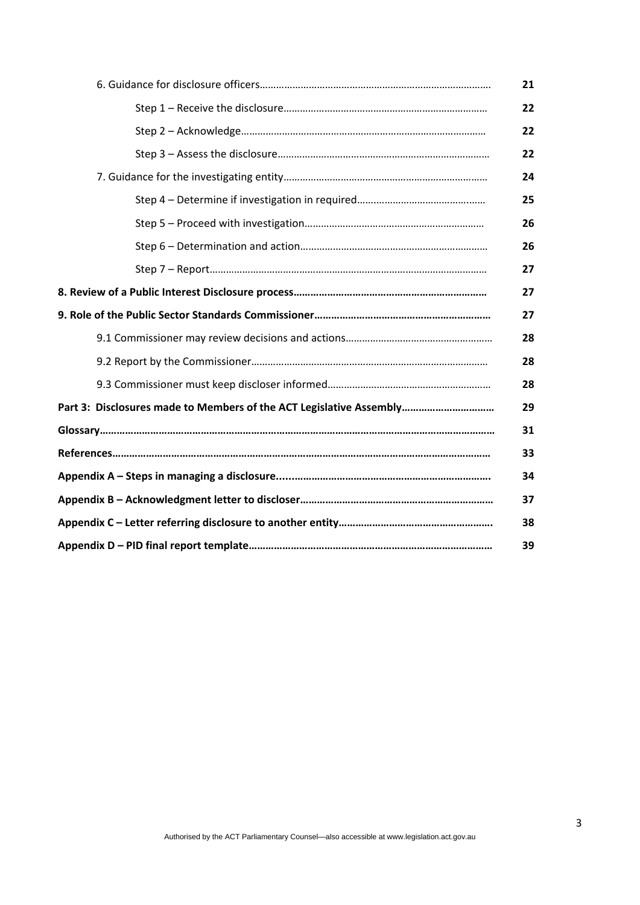| | |
|---|---|
| 6. Guidance for disclosure officers | 21 |
| Step 1 – Receive the disclosure | 22 |
| Step 2 – Acknowledge | 22 |
| Step 3 – Assess the disclosure | 22 |
| 7. Guidance for the investigating entity | 24 |
| Step 4 – Determine if investigation in required | 25 |
| Step 5 – Proceed with investigation | 26 |
| Step 6 – Determination and action | 26 |
| Step 7 – Report | 27 |
| **8. Review of a Public Interest Disclosure process** | **27** |
| **9. Role of the Public Sector Standards Commissioner** | **27** |
| 9.1 Commissioner may review decisions and actions | 28 |
| 9.2 Report by the Commissioner | 28 |
| 9.3 Commissioner must keep discloser informed | 28 |
| **Part 3: Disclosures made to Members of the ACT Legislative Assembly** | **29** |
| **Glossary** | **31** |
| **References** | **33** |
| **Appendix A – Steps in managing a disclosure** | **34** |
| **Appendix B – Acknowledgment letter to discloser** | **37** |
| **Appendix C – Letter referring disclosure to another entity** | **38** |
| **Appendix D – PID final report template** | **39** |

Authorised by the ACT Parliamentary Counsel—also accessible at www.legislation.act.gov.au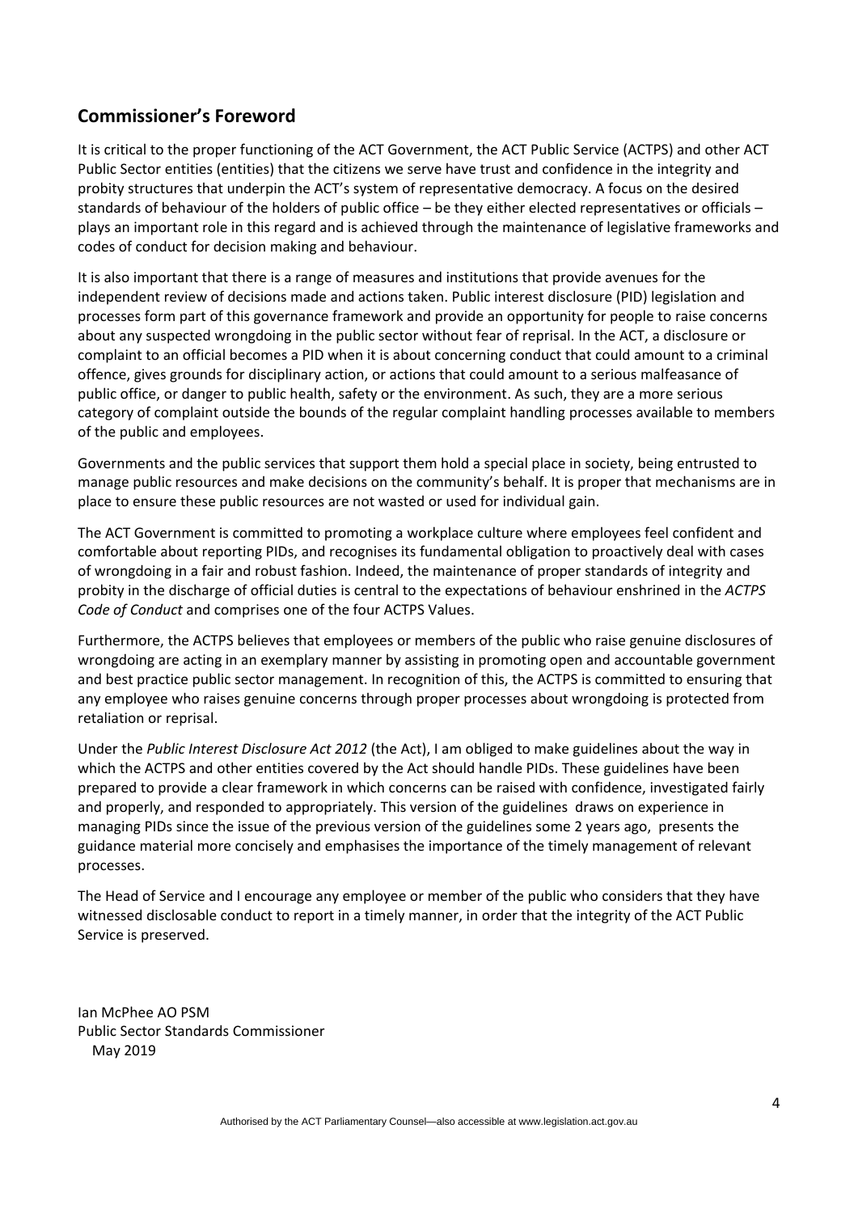## Commissioner's Foreword

It is critical to the proper functioning of the ACT Government, the ACT Public Service (ACTPS) and other ACT Public Sector entities (entities) that the citizens we serve have trust and confidence in the integrity and probity structures that underpin the ACT's system of representative democracy. A focus on the desired standards of behaviour of the holders of public office – be they either elected representatives or officials – plays an important role in this regard and is achieved through the maintenance of legislative frameworks and codes of conduct for decision making and behaviour.

It is also important that there is a range of measures and institutions that provide avenues for the independent review of decisions made and actions taken. Public interest disclosure (PID) legislation and processes form part of this governance framework and provide an opportunity for people to raise concerns about any suspected wrongdoing in the public sector without fear of reprisal. In the ACT, a disclosure or complaint to an official becomes a PID when it is about concerning conduct that could amount to a criminal offence, gives grounds for disciplinary action, or actions that could amount to a serious malfeasance of public office, or danger to public health, safety or the environment. As such, they are a more serious category of complaint outside the bounds of the regular complaint handling processes available to members of the public and employees.

Governments and the public services that support them hold a special place in society, being entrusted to manage public resources and make decisions on the community's behalf. It is proper that mechanisms are in place to ensure these public resources are not wasted or used for individual gain.

The ACT Government is committed to promoting a workplace culture where employees feel confident and comfortable about reporting PIDs, and recognises its fundamental obligation to proactively deal with cases of wrongdoing in a fair and robust fashion. Indeed, the maintenance of proper standards of integrity and probity in the discharge of official duties is central to the expectations of behaviour enshrined in the *ACTPS Code of Conduct* and comprises one of the four ACTPS Values.

Furthermore, the ACTPS believes that employees or members of the public who raise genuine disclosures of wrongdoing are acting in an exemplary manner by assisting in promoting open and accountable government and best practice public sector management. In recognition of this, the ACTPS is committed to ensuring that any employee who raises genuine concerns through proper processes about wrongdoing is protected from retaliation or reprisal.

Under the *Public Interest Disclosure Act 2012* (the Act), I am obliged to make guidelines about the way in which the ACTPS and other entities covered by the Act should handle PIDs. These guidelines have been prepared to provide a clear framework in which concerns can be raised with confidence, investigated fairly and properly, and responded to appropriately. This version of the guidelines draws on experience in managing PIDs since the issue of the previous version of the guidelines some 2 years ago, presents the guidance material more concisely and emphasises the importance of the timely management of relevant processes.

The Head of Service and I encourage any employee or member of the public who considers that they have witnessed disclosable conduct to report in a timely manner, in order that the integrity of the ACT Public Service is preserved.

Ian McPhee AO PSM
Public Sector Standards Commissioner
May 2019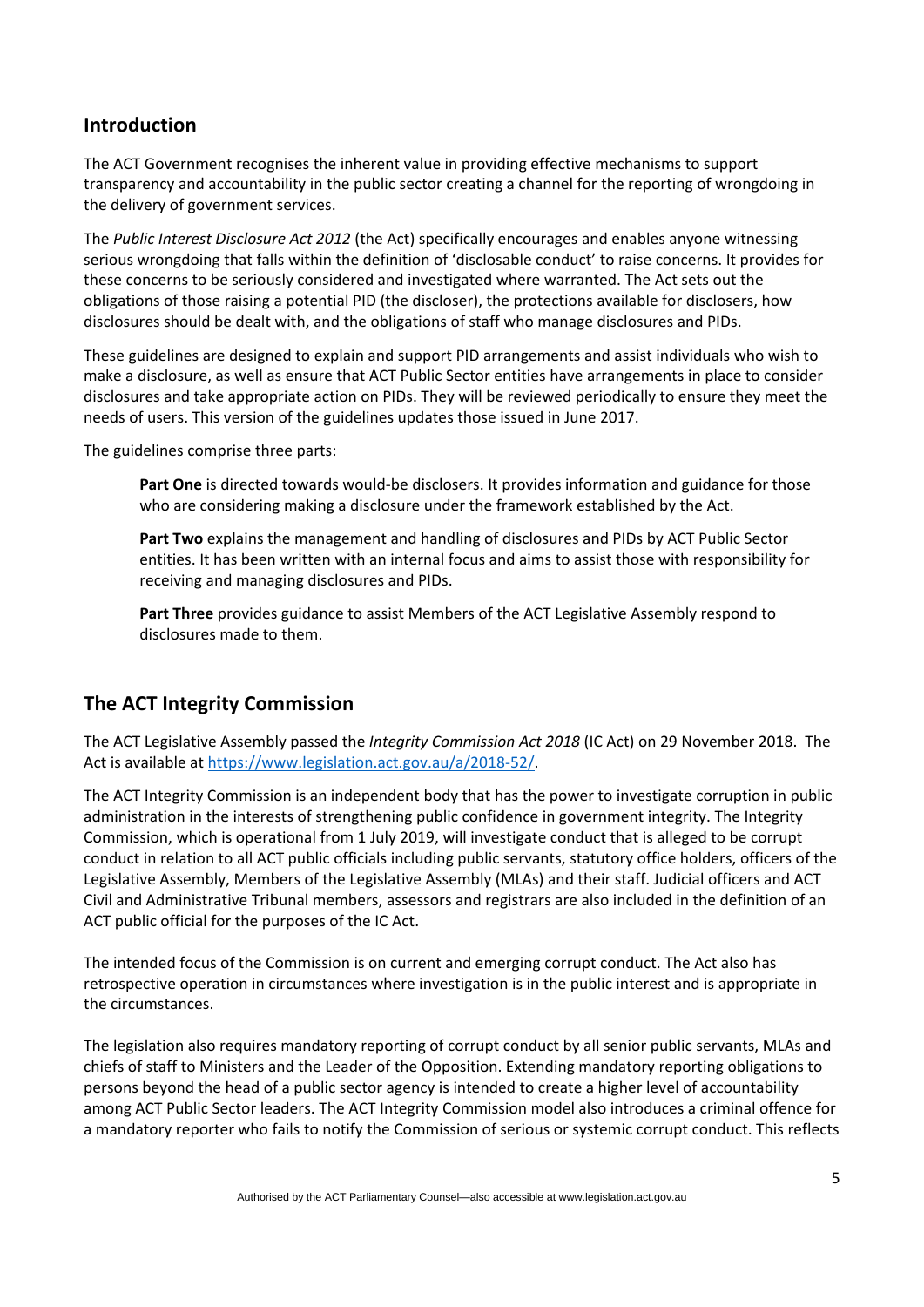## Introduction

The ACT Government recognises the inherent value in providing effective mechanisms to support transparency and accountability in the public sector creating a channel for the reporting of wrongdoing in the delivery of government services.

The *Public Interest Disclosure Act 2012* (the Act) specifically encourages and enables anyone witnessing serious wrongdoing that falls within the definition of 'disclosable conduct' to raise concerns. It provides for these concerns to be seriously considered and investigated where warranted. The Act sets out the obligations of those raising a potential PID (the discloser), the protections available for disclosers, how disclosures should be dealt with, and the obligations of staff who manage disclosures and PIDs.

These guidelines are designed to explain and support PID arrangements and assist individuals who wish to make a disclosure, as well as ensure that ACT Public Sector entities have arrangements in place to consider disclosures and take appropriate action on PIDs. They will be reviewed periodically to ensure they meet the needs of users. This version of the guidelines updates those issued in June 2017.

The guidelines comprise three parts:

**Part One** is directed towards would-be disclosers. It provides information and guidance for those who are considering making a disclosure under the framework established by the Act.

**Part Two** explains the management and handling of disclosures and PIDs by ACT Public Sector entities. It has been written with an internal focus and aims to assist those with responsibility for receiving and managing disclosures and PIDs.

**Part Three** provides guidance to assist Members of the ACT Legislative Assembly respond to disclosures made to them.

## The ACT Integrity Commission

The ACT Legislative Assembly passed the *Integrity Commission Act 2018* (IC Act) on 29 November 2018. The Act is available at https://www.legislation.act.gov.au/a/2018-52/.

The ACT Integrity Commission is an independent body that has the power to investigate corruption in public administration in the interests of strengthening public confidence in government integrity. The Integrity Commission, which is operational from 1 July 2019, will investigate conduct that is alleged to be corrupt conduct in relation to all ACT public officials including public servants, statutory office holders, officers of the Legislative Assembly, Members of the Legislative Assembly (MLAs) and their staff. Judicial officers and ACT Civil and Administrative Tribunal members, assessors and registrars are also included in the definition of an ACT public official for the purposes of the IC Act.

The intended focus of the Commission is on current and emerging corrupt conduct. The Act also has retrospective operation in circumstances where investigation is in the public interest and is appropriate in the circumstances.

The legislation also requires mandatory reporting of corrupt conduct by all senior public servants, MLAs and chiefs of staff to Ministers and the Leader of the Opposition. Extending mandatory reporting obligations to persons beyond the head of a public sector agency is intended to create a higher level of accountability among ACT Public Sector leaders. The ACT Integrity Commission model also introduces a criminal offence for a mandatory reporter who fails to notify the Commission of serious or systemic corrupt conduct. This reflects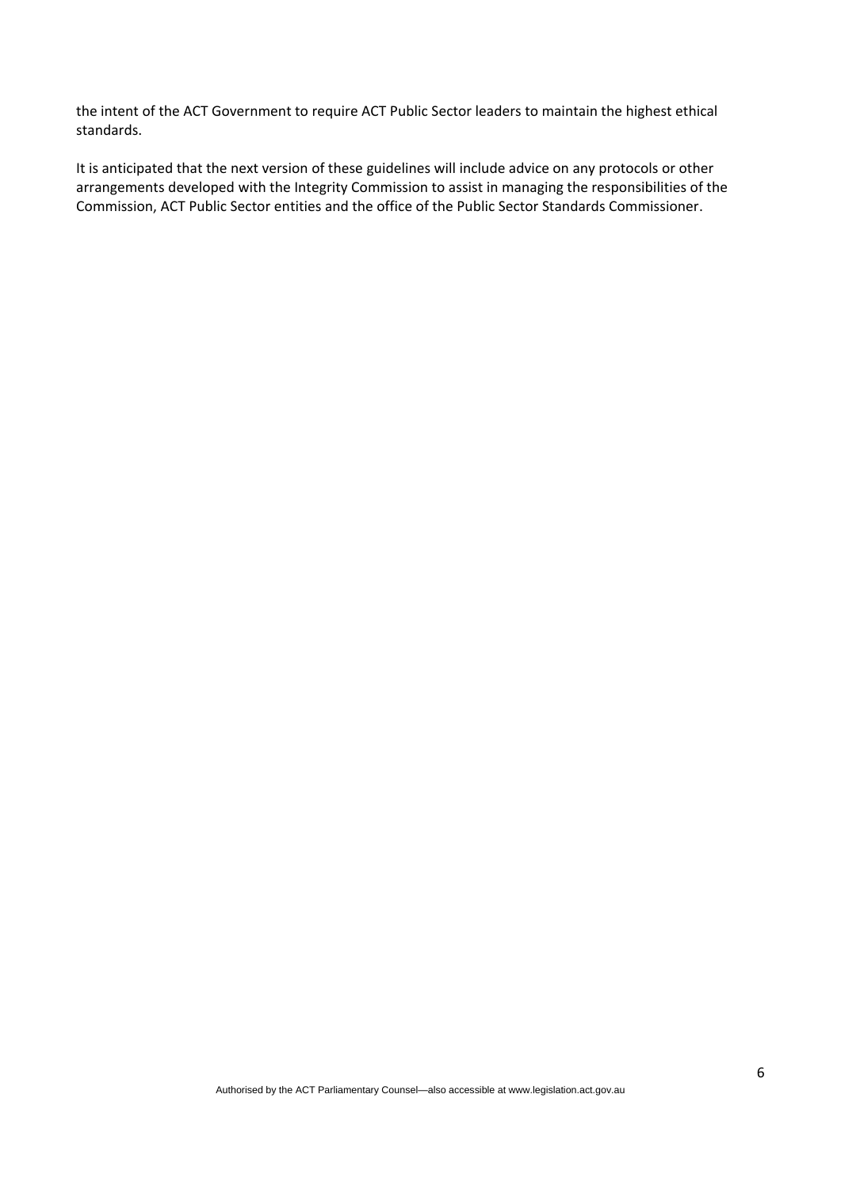the intent of the ACT Government to require ACT Public Sector leaders to maintain the highest ethical standards.

It is anticipated that the next version of these guidelines will include advice on any protocols or other arrangements developed with the Integrity Commission to assist in managing the responsibilities of the Commission, ACT Public Sector entities and the office of the Public Sector Standards Commissioner.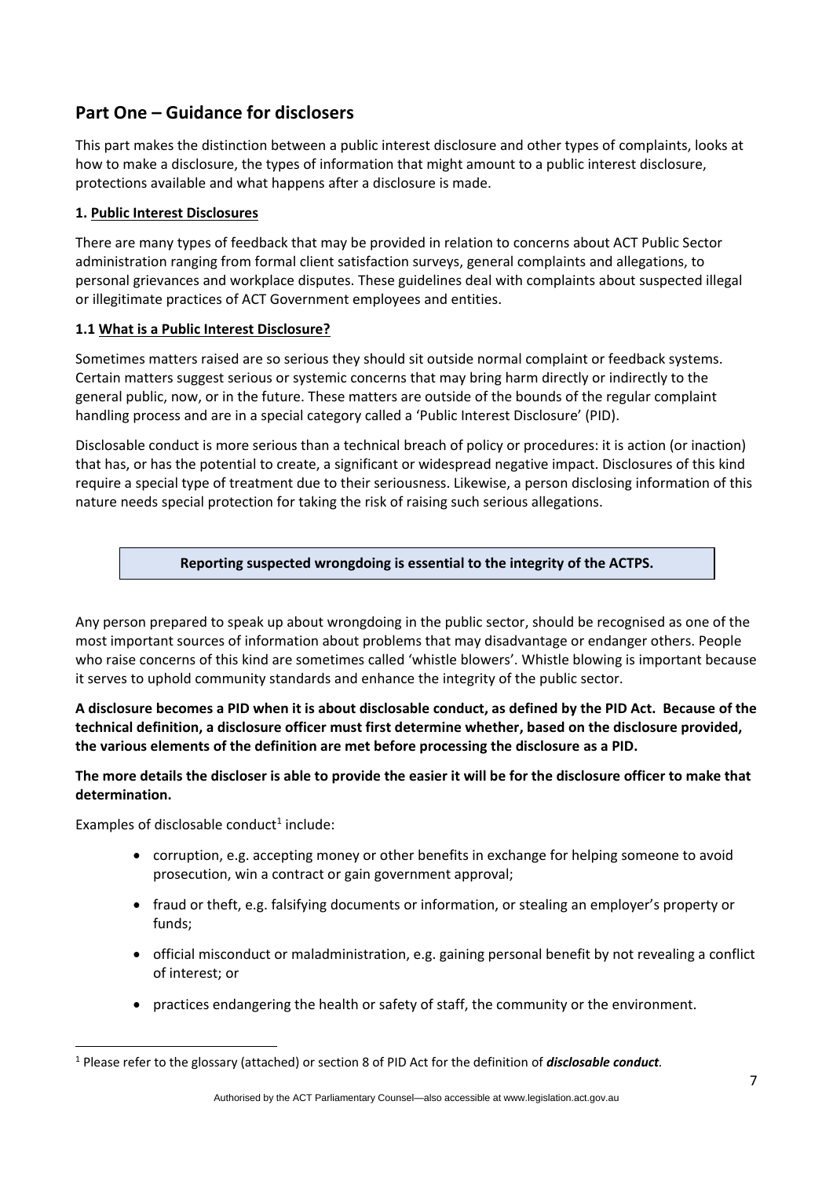## Part One – Guidance for disclosers

This part makes the distinction between a public interest disclosure and other types of complaints, looks at how to make a disclosure, the types of information that might amount to a public interest disclosure, protections available and what happens after a disclosure is made.

### 1. Public Interest Disclosures

There are many types of feedback that may be provided in relation to concerns about ACT Public Sector administration ranging from formal client satisfaction surveys, general complaints and allegations, to personal grievances and workplace disputes. These guidelines deal with complaints about suspected illegal or illegitimate practices of ACT Government employees and entities.

#### 1.1 What is a Public Interest Disclosure?

Sometimes matters raised are so serious they should sit outside normal complaint or feedback systems. Certain matters suggest serious or systemic concerns that may bring harm directly or indirectly to the general public, now, or in the future. These matters are outside of the bounds of the regular complaint handling process and are in a special category called a 'Public Interest Disclosure' (PID).

Disclosable conduct is more serious than a technical breach of policy or procedures: it is action (or inaction) that has, or has the potential to create, a significant or widespread negative impact. Disclosures of this kind require a special type of treatment due to their seriousness. Likewise, a person disclosing information of this nature needs special protection for taking the risk of raising such serious allegations.

**Reporting suspected wrongdoing is essential to the integrity of the ACTPS.**

Any person prepared to speak up about wrongdoing in the public sector, should be recognised as one of the most important sources of information about problems that may disadvantage or endanger others. People who raise concerns of this kind are sometimes called 'whistle blowers'. Whistle blowing is important because it serves to uphold community standards and enhance the integrity of the public sector.

**A disclosure becomes a PID when it is about disclosable conduct, as defined by the PID Act. Because of the technical definition, a disclosure officer must first determine whether, based on the disclosure provided, the various elements of the definition are met before processing the disclosure as a PID.**

**The more details the discloser is able to provide the easier it will be for the disclosure officer to make that determination.**

Examples of disclosable conduct[1] include:

- corruption, e.g. accepting money or other benefits in exchange for helping someone to avoid prosecution, win a contract or gain government approval;
- fraud or theft, e.g. falsifying documents or information, or stealing an employer's property or funds;
- official misconduct or maladministration, e.g. gaining personal benefit by not revealing a conflict of interest; or
- practices endangering the health or safety of staff, the community or the environment.

[1] Please refer to the glossary (attached) or section 8 of PID Act for the definition of ***disclosable conduct***.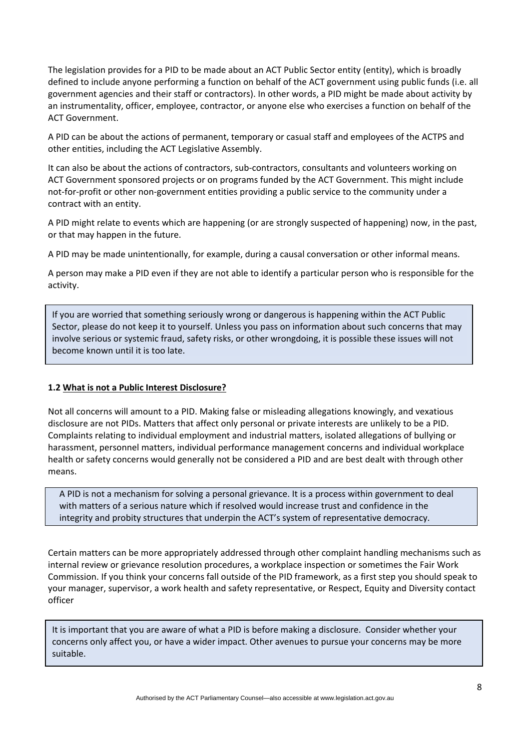The legislation provides for a PID to be made about an ACT Public Sector entity (entity), which is broadly defined to include anyone performing a function on behalf of the ACT government using public funds (i.e. all government agencies and their staff or contractors). In other words, a PID might be made about activity by an instrumentality, officer, employee, contractor, or anyone else who exercises a function on behalf of the ACT Government.

A PID can be about the actions of permanent, temporary or casual staff and employees of the ACTPS and other entities, including the ACT Legislative Assembly.

It can also be about the actions of contractors, sub-contractors, consultants and volunteers working on ACT Government sponsored projects or on programs funded by the ACT Government. This might include not-for-profit or other non-government entities providing a public service to the community under a contract with an entity.

A PID might relate to events which are happening (or are strongly suspected of happening) now, in the past, or that may happen in the future.

A PID may be made unintentionally, for example, during a causal conversation or other informal means.

A person may make a PID even if they are not able to identify a particular person who is responsible for the activity.

> If you are worried that something seriously wrong or dangerous is happening within the ACT Public Sector, please do not keep it to yourself. Unless you pass on information about such concerns that may involve serious or systemic fraud, safety risks, or other wrongdoing, it is possible these issues will not become known until it is too late.

### 1.2 What is not a Public Interest Disclosure?

Not all concerns will amount to a PID. Making false or misleading allegations knowingly, and vexatious disclosure are not PIDs. Matters that affect only personal or private interests are unlikely to be a PID. Complaints relating to individual employment and industrial matters, isolated allegations of bullying or harassment, personnel matters, individual performance management concerns and individual workplace health or safety concerns would generally not be considered a PID and are best dealt with through other means.

> A PID is not a mechanism for solving a personal grievance. It is a process within government to deal with matters of a serious nature which if resolved would increase trust and confidence in the integrity and probity structures that underpin the ACT's system of representative democracy.

Certain matters can be more appropriately addressed through other complaint handling mechanisms such as internal review or grievance resolution procedures, a workplace inspection or sometimes the Fair Work Commission. If you think your concerns fall outside of the PID framework, as a first step you should speak to your manager, supervisor, a work health and safety representative, or Respect, Equity and Diversity contact officer

> It is important that you are aware of what a PID is before making a disclosure. Consider whether your concerns only affect you, or have a wider impact. Other avenues to pursue your concerns may be more suitable.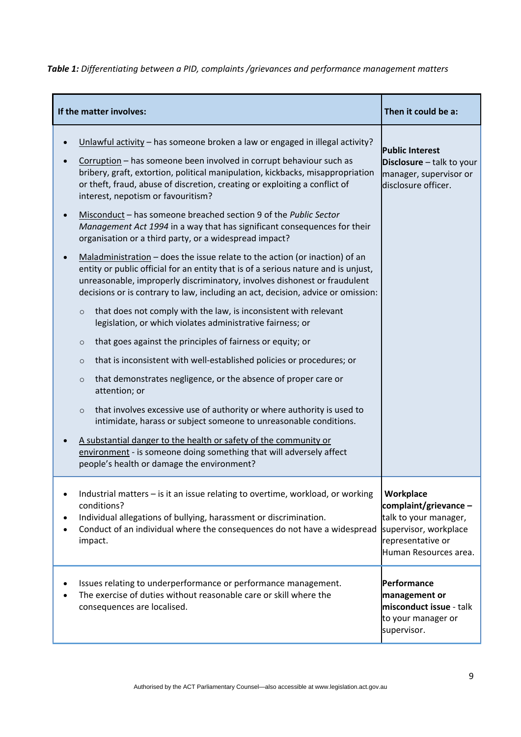***Table 1:*** *Differentiating between a PID, complaints /grievances and performance management matters*

| If the matter involves: | Then it could be a: |
|---|---|
| • Unlawful activity – has someone broken a law or engaged in illegal activity?<br>• Corruption – has someone been involved in corrupt behaviour such as bribery, graft, extortion, political manipulation, kickbacks, misappropriation or theft, fraud, abuse of discretion, creating or exploiting a conflict of interest, nepotism or favouritism?<br>• Misconduct – has someone breached section 9 of the *Public Sector Management Act 1994* in a way that has significant consequences for their organisation or a third party, or a widespread impact?<br>• Maladministration – does the issue relate to the action (or inaction) of an entity or public official for an entity that is of a serious nature and is unjust, unreasonable, improperly discriminatory, involves dishonest or fraudulent decisions or is contrary to law, including an act, decision, advice or omission:<br>&nbsp;&nbsp;&nbsp;&nbsp;○ that does not comply with the law, is inconsistent with relevant legislation, or which violates administrative fairness; or<br>&nbsp;&nbsp;&nbsp;&nbsp;○ that goes against the principles of fairness or equity; or<br>&nbsp;&nbsp;&nbsp;&nbsp;○ that is inconsistent with well-established policies or procedures; or<br>&nbsp;&nbsp;&nbsp;&nbsp;○ that demonstrates negligence, or the absence of proper care or attention; or<br>&nbsp;&nbsp;&nbsp;&nbsp;○ that involves excessive use of authority or where authority is used to intimidate, harass or subject someone to unreasonable conditions.<br>• A substantial danger to the health or safety of the community or environment - is someone doing something that will adversely affect people's health or damage the environment? | **Public Interest Disclosure** – talk to your manager, supervisor or disclosure officer. |
| • Industrial matters – is it an issue relating to overtime, workload, or working conditions?<br>• Individual allegations of bullying, harassment or discrimination.<br>• Conduct of an individual where the consequences do not have a widespread impact. | **Workplace complaint/grievance** – talk to your manager, supervisor, workplace representative or Human Resources area. |
| • Issues relating to underperformance or performance management.<br>• The exercise of duties without reasonable care or skill where the consequences are localised. | **Performance management or misconduct issue** - talk to your manager or supervisor. |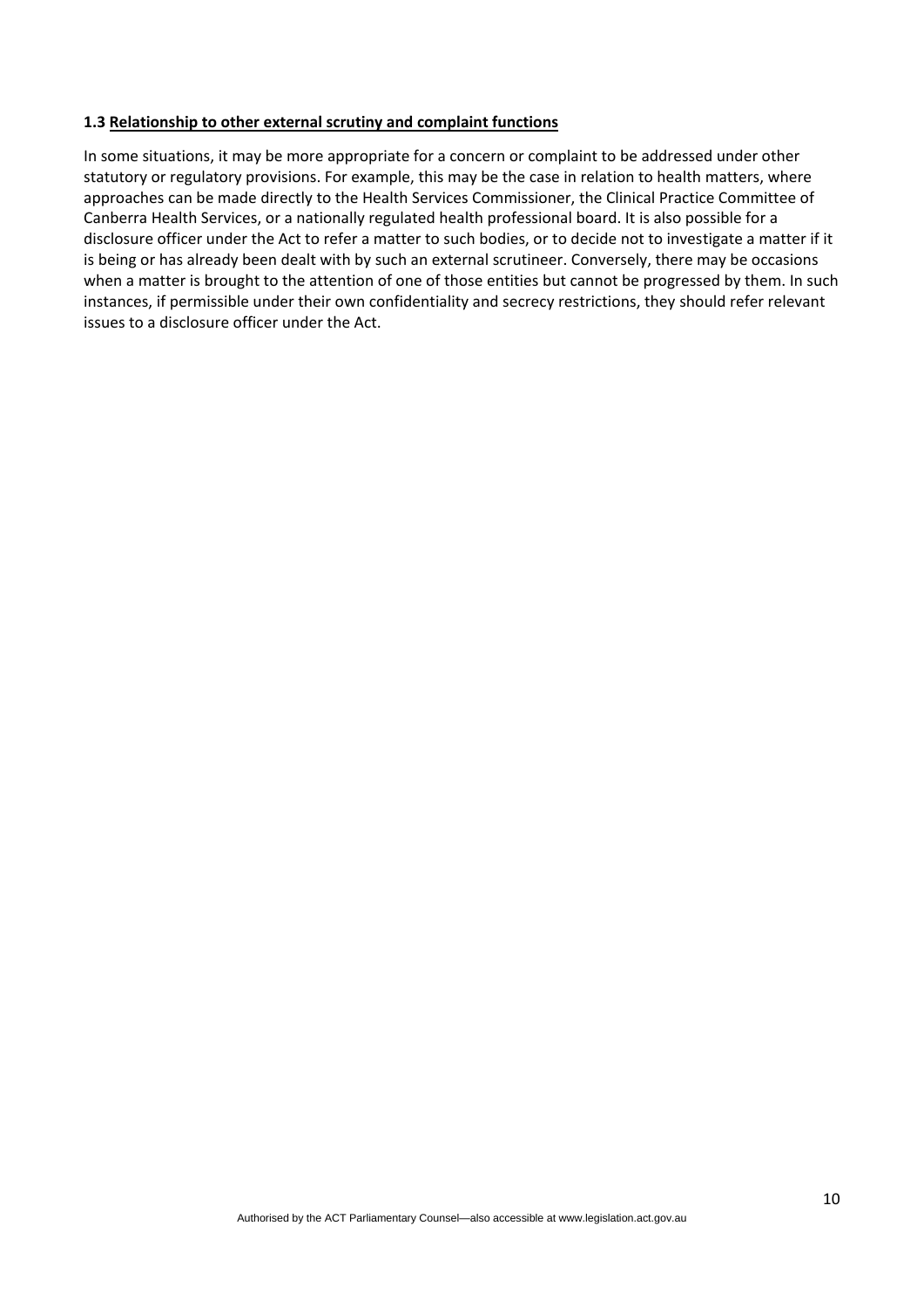### 1.3 Relationship to other external scrutiny and complaint functions

In some situations, it may be more appropriate for a concern or complaint to be addressed under other statutory or regulatory provisions. For example, this may be the case in relation to health matters, where approaches can be made directly to the Health Services Commissioner, the Clinical Practice Committee of Canberra Health Services, or a nationally regulated health professional board. It is also possible for a disclosure officer under the Act to refer a matter to such bodies, or to decide not to investigate a matter if it is being or has already been dealt with by such an external scrutineer. Conversely, there may be occasions when a matter is brought to the attention of one of those entities but cannot be progressed by them. In such instances, if permissible under their own confidentiality and secrecy restrictions, they should refer relevant issues to a disclosure officer under the Act.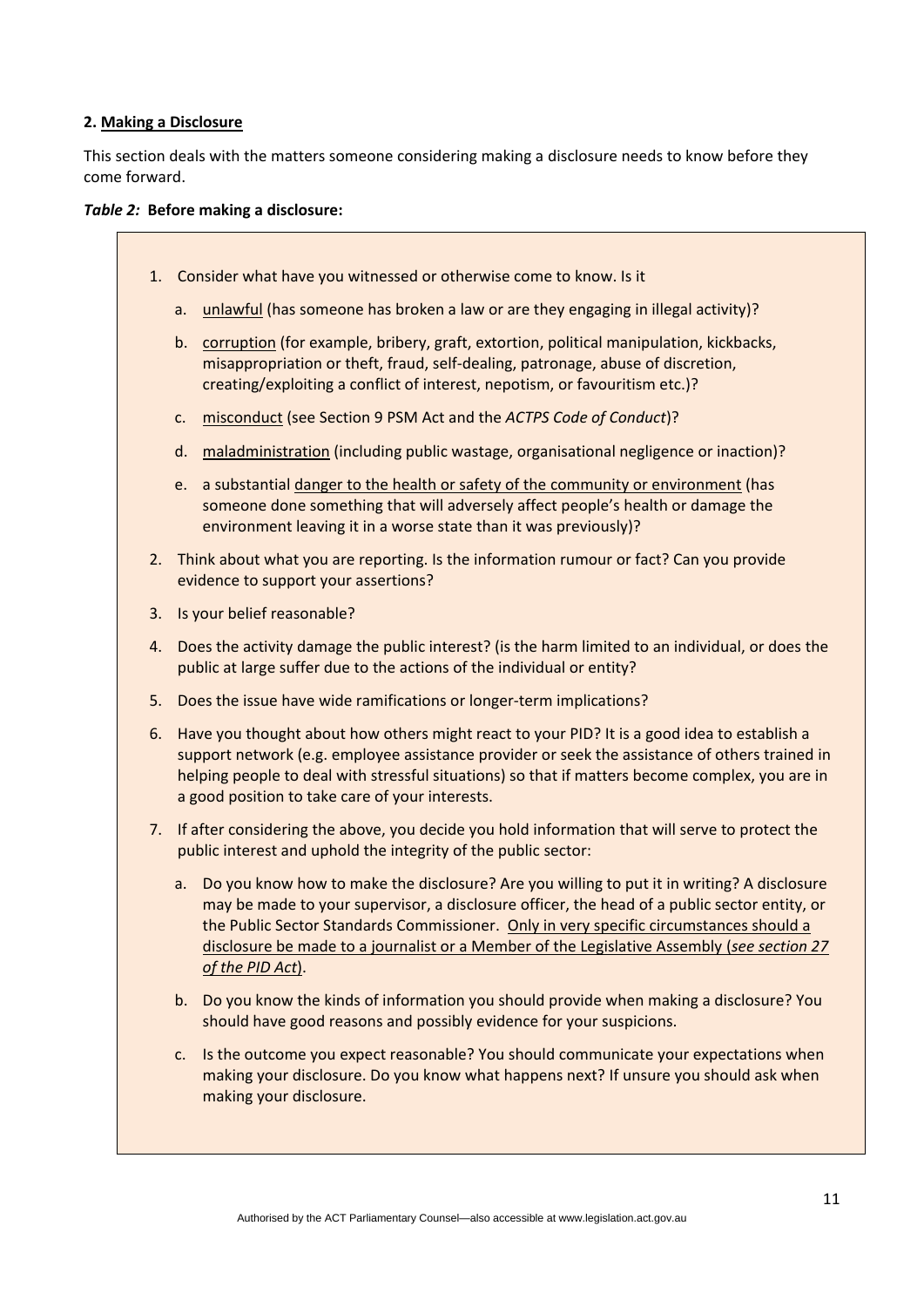**2. Making a Disclosure**

This section deals with the matters someone considering making a disclosure needs to know before they come forward.

***Table 2:*** **Before making a disclosure:**

1. Consider what have you witnessed or otherwise come to know. Is it
   a. unlawful (has someone has broken a law or are they engaging in illegal activity)?
   b. corruption (for example, bribery, graft, extortion, political manipulation, kickbacks, misappropriation or theft, fraud, self-dealing, patronage, abuse of discretion, creating/exploiting a conflict of interest, nepotism, or favouritism etc.)?
   c. misconduct (see Section 9 PSM Act and the *ACTPS Code of Conduct*)?
   d. maladministration (including public wastage, organisational negligence or inaction)?
   e. a substantial danger to the health or safety of the community or environment (has someone done something that will adversely affect people's health or damage the environment leaving it in a worse state than it was previously)?
2. Think about what you are reporting. Is the information rumour or fact? Can you provide evidence to support your assertions?
3. Is your belief reasonable?
4. Does the activity damage the public interest? (is the harm limited to an individual, or does the public at large suffer due to the actions of the individual or entity?
5. Does the issue have wide ramifications or longer-term implications?
6. Have you thought about how others might react to your PID? It is a good idea to establish a support network (e.g. employee assistance provider or seek the assistance of others trained in helping people to deal with stressful situations) so that if matters become complex, you are in a good position to take care of your interests.
7. If after considering the above, you decide you hold information that will serve to protect the public interest and uphold the integrity of the public sector:
   a. Do you know how to make the disclosure? Are you willing to put it in writing? A disclosure may be made to your supervisor, a disclosure officer, the head of a public sector entity, or the Public Sector Standards Commissioner. Only in very specific circumstances should a disclosure be made to a journalist or a Member of the Legislative Assembly (*see section 27 of the PID Act*).
   b. Do you know the kinds of information you should provide when making a disclosure? You should have good reasons and possibly evidence for your suspicions.
   c. Is the outcome you expect reasonable? You should communicate your expectations when making your disclosure. Do you know what happens next? If unsure you should ask when making your disclosure.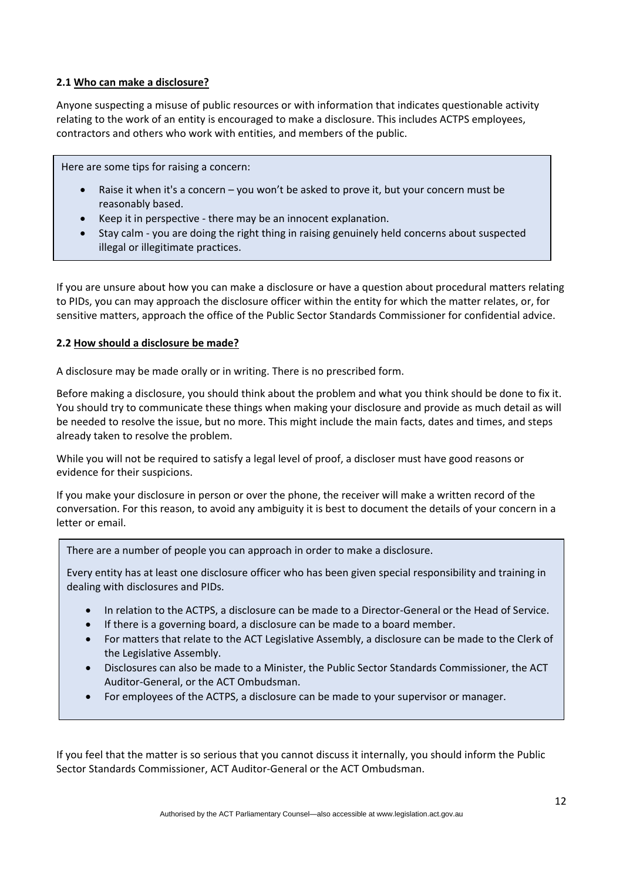### 2.1 <u>Who can make a disclosure?</u>

Anyone suspecting a misuse of public resources or with information that indicates questionable activity relating to the work of an entity is encouraged to make a disclosure. This includes ACTPS employees, contractors and others who work with entities, and members of the public.

> Here are some tips for raising a concern:
>
> - Raise it when it's a concern – you won't be asked to prove it, but your concern must be reasonably based.
> - Keep it in perspective - there may be an innocent explanation.
> - Stay calm - you are doing the right thing in raising genuinely held concerns about suspected illegal or illegitimate practices.

If you are unsure about how you can make a disclosure or have a question about procedural matters relating to PIDs, you can may approach the disclosure officer within the entity for which the matter relates, or, for sensitive matters, approach the office of the Public Sector Standards Commissioner for confidential advice.

### 2.2 <u>How should a disclosure be made?</u>

A disclosure may be made orally or in writing. There is no prescribed form.

Before making a disclosure, you should think about the problem and what you think should be done to fix it. You should try to communicate these things when making your disclosure and provide as much detail as will be needed to resolve the issue, but no more. This might include the main facts, dates and times, and steps already taken to resolve the problem.

While you will not be required to satisfy a legal level of proof, a discloser must have good reasons or evidence for their suspicions.

If you make your disclosure in person or over the phone, the receiver will make a written record of the conversation. For this reason, to avoid any ambiguity it is best to document the details of your concern in a letter or email.

> There are a number of people you can approach in order to make a disclosure.
>
> Every entity has at least one disclosure officer who has been given special responsibility and training in dealing with disclosures and PIDs.
>
> - In relation to the ACTPS, a disclosure can be made to a Director-General or the Head of Service.
> - If there is a governing board, a disclosure can be made to a board member.
> - For matters that relate to the ACT Legislative Assembly, a disclosure can be made to the Clerk of the Legislative Assembly.
> - Disclosures can also be made to a Minister, the Public Sector Standards Commissioner, the ACT Auditor-General, or the ACT Ombudsman.
> - For employees of the ACTPS, a disclosure can be made to your supervisor or manager.

If you feel that the matter is so serious that you cannot discuss it internally, you should inform the Public Sector Standards Commissioner, ACT Auditor-General or the ACT Ombudsman.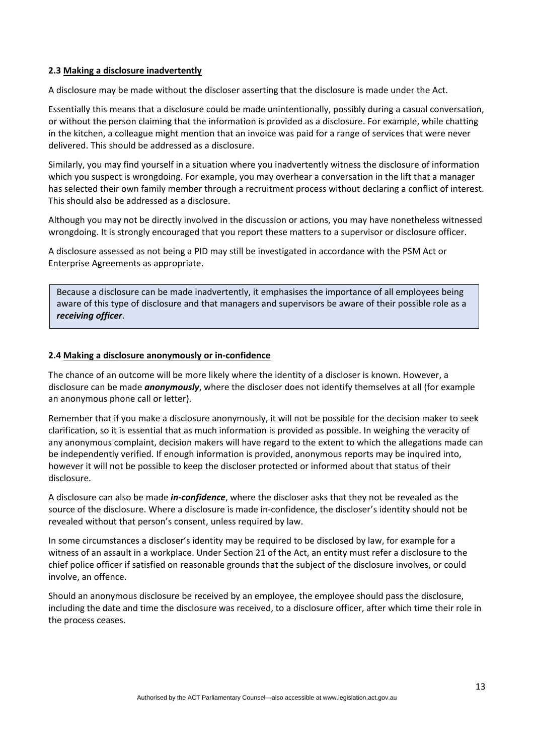### 2.3 Making a disclosure inadvertently

A disclosure may be made without the discloser asserting that the disclosure is made under the Act.

Essentially this means that a disclosure could be made unintentionally, possibly during a casual conversation, or without the person claiming that the information is provided as a disclosure. For example, while chatting in the kitchen, a colleague might mention that an invoice was paid for a range of services that were never delivered. This should be addressed as a disclosure.

Similarly, you may find yourself in a situation where you inadvertently witness the disclosure of information which you suspect is wrongdoing. For example, you may overhear a conversation in the lift that a manager has selected their own family member through a recruitment process without declaring a conflict of interest. This should also be addressed as a disclosure.

Although you may not be directly involved in the discussion or actions, you may have nonetheless witnessed wrongdoing. It is strongly encouraged that you report these matters to a supervisor or disclosure officer.

A disclosure assessed as not being a PID may still be investigated in accordance with the PSM Act or Enterprise Agreements as appropriate.

> Because a disclosure can be made inadvertently, it emphasises the importance of all employees being aware of this type of disclosure and that managers and supervisors be aware of their possible role as a ***receiving officer***.

### 2.4 Making a disclosure anonymously or in-confidence

The chance of an outcome will be more likely where the identity of a discloser is known. However, a disclosure can be made ***anonymously***, where the discloser does not identify themselves at all (for example an anonymous phone call or letter).

Remember that if you make a disclosure anonymously, it will not be possible for the decision maker to seek clarification, so it is essential that as much information is provided as possible. In weighing the veracity of any anonymous complaint, decision makers will have regard to the extent to which the allegations made can be independently verified. If enough information is provided, anonymous reports may be inquired into, however it will not be possible to keep the discloser protected or informed about that status of their disclosure.

A disclosure can also be made ***in-confidence***, where the discloser asks that they not be revealed as the source of the disclosure. Where a disclosure is made in-confidence, the discloser's identity should not be revealed without that person's consent, unless required by law.

In some circumstances a discloser's identity may be required to be disclosed by law, for example for a witness of an assault in a workplace. Under Section 21 of the Act, an entity must refer a disclosure to the chief police officer if satisfied on reasonable grounds that the subject of the disclosure involves, or could involve, an offence.

Should an anonymous disclosure be received by an employee, the employee should pass the disclosure, including the date and time the disclosure was received, to a disclosure officer, after which time their role in the process ceases.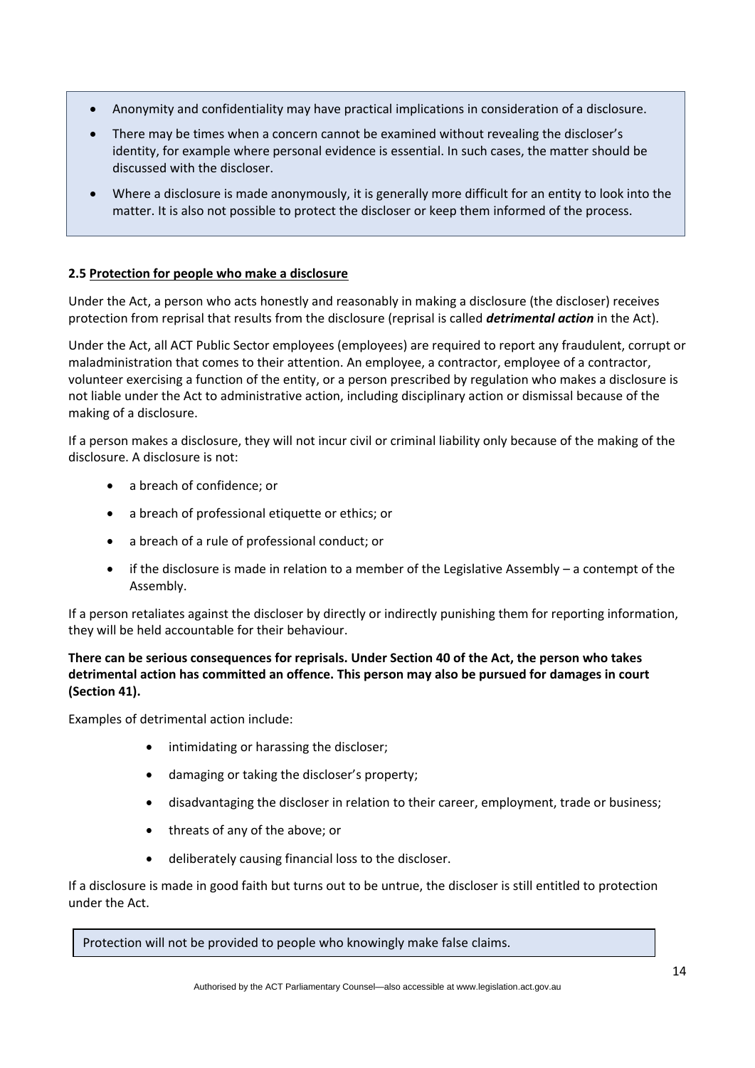- Anonymity and confidentiality may have practical implications in consideration of a disclosure.
- There may be times when a concern cannot be examined without revealing the discloser's identity, for example where personal evidence is essential. In such cases, the matter should be discussed with the discloser.
- Where a disclosure is made anonymously, it is generally more difficult for an entity to look into the matter. It is also not possible to protect the discloser or keep them informed of the process.

### 2.5 Protection for people who make a disclosure

Under the Act, a person who acts honestly and reasonably in making a disclosure (the discloser) receives protection from reprisal that results from the disclosure (reprisal is called ***detrimental action*** in the Act).

Under the Act, all ACT Public Sector employees (employees) are required to report any fraudulent, corrupt or maladministration that comes to their attention. An employee, a contractor, employee of a contractor, volunteer exercising a function of the entity, or a person prescribed by regulation who makes a disclosure is not liable under the Act to administrative action, including disciplinary action or dismissal because of the making of a disclosure.

If a person makes a disclosure, they will not incur civil or criminal liability only because of the making of the disclosure. A disclosure is not:

- a breach of confidence; or
- a breach of professional etiquette or ethics; or
- a breach of a rule of professional conduct; or
- if the disclosure is made in relation to a member of the Legislative Assembly – a contempt of the Assembly.

If a person retaliates against the discloser by directly or indirectly punishing them for reporting information, they will be held accountable for their behaviour.

**There can be serious consequences for reprisals. Under Section 40 of the Act, the person who takes detrimental action has committed an offence. This person may also be pursued for damages in court (Section 41).**

Examples of detrimental action include:

- intimidating or harassing the discloser;
- damaging or taking the discloser's property;
- disadvantaging the discloser in relation to their career, employment, trade or business;
- threats of any of the above; or
- deliberately causing financial loss to the discloser.

If a disclosure is made in good faith but turns out to be untrue, the discloser is still entitled to protection under the Act.

Protection will not be provided to people who knowingly make false claims.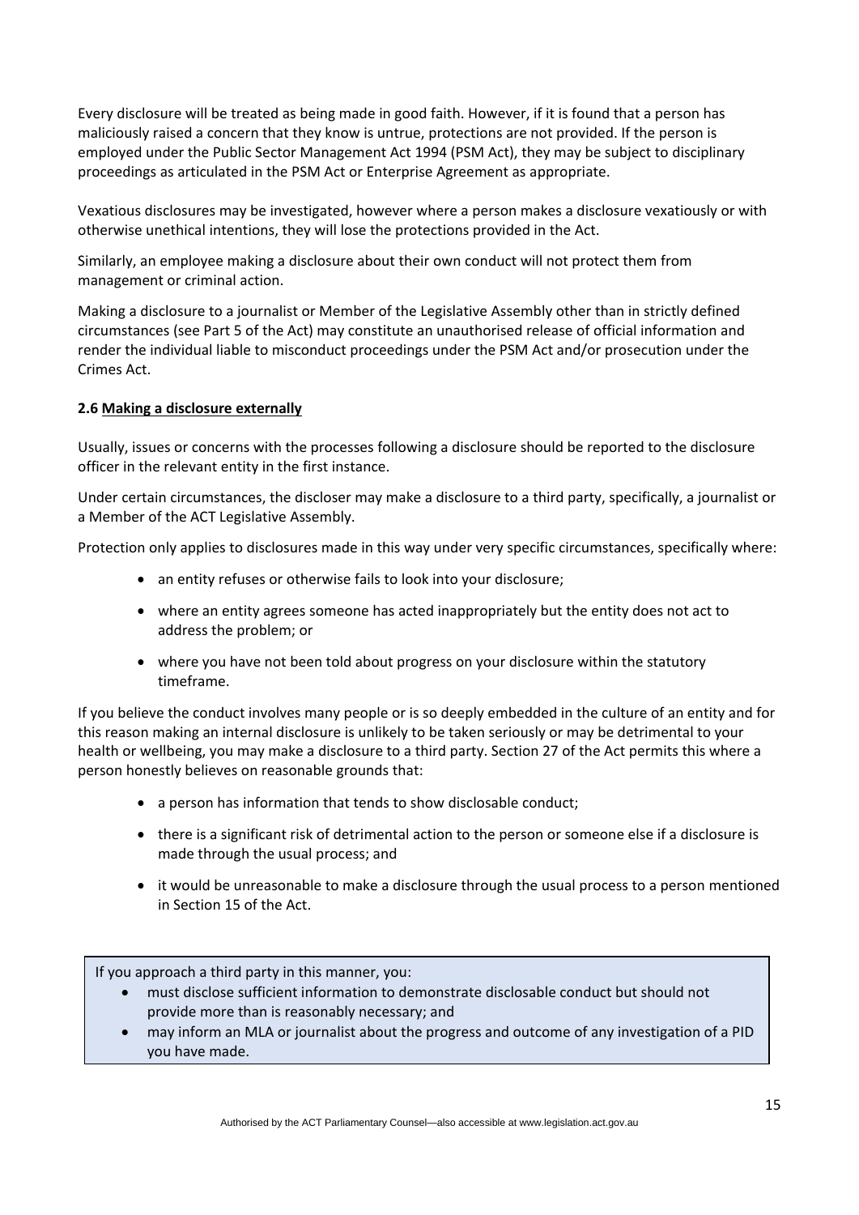Every disclosure will be treated as being made in good faith. However, if it is found that a person has maliciously raised a concern that they know is untrue, protections are not provided. If the person is employed under the Public Sector Management Act 1994 (PSM Act), they may be subject to disciplinary proceedings as articulated in the PSM Act or Enterprise Agreement as appropriate.

Vexatious disclosures may be investigated, however where a person makes a disclosure vexatiously or with otherwise unethical intentions, they will lose the protections provided in the Act.

Similarly, an employee making a disclosure about their own conduct will not protect them from management or criminal action.

Making a disclosure to a journalist or Member of the Legislative Assembly other than in strictly defined circumstances (see Part 5 of the Act) may constitute an unauthorised release of official information and render the individual liable to misconduct proceedings under the PSM Act and/or prosecution under the Crimes Act.

### 2.6 Making a disclosure externally

Usually, issues or concerns with the processes following a disclosure should be reported to the disclosure officer in the relevant entity in the first instance.

Under certain circumstances, the discloser may make a disclosure to a third party, specifically, a journalist or a Member of the ACT Legislative Assembly.

Protection only applies to disclosures made in this way under very specific circumstances, specifically where:

- an entity refuses or otherwise fails to look into your disclosure;
- where an entity agrees someone has acted inappropriately but the entity does not act to address the problem; or
- where you have not been told about progress on your disclosure within the statutory timeframe.

If you believe the conduct involves many people or is so deeply embedded in the culture of an entity and for this reason making an internal disclosure is unlikely to be taken seriously or may be detrimental to your health or wellbeing, you may make a disclosure to a third party. Section 27 of the Act permits this where a person honestly believes on reasonable grounds that:

- a person has information that tends to show disclosable conduct;
- there is a significant risk of detrimental action to the person or someone else if a disclosure is made through the usual process; and
- it would be unreasonable to make a disclosure through the usual process to a person mentioned in Section 15 of the Act.

If you approach a third party in this manner, you:

- must disclose sufficient information to demonstrate disclosable conduct but should not provide more than is reasonably necessary; and
- may inform an MLA or journalist about the progress and outcome of any investigation of a PID you have made.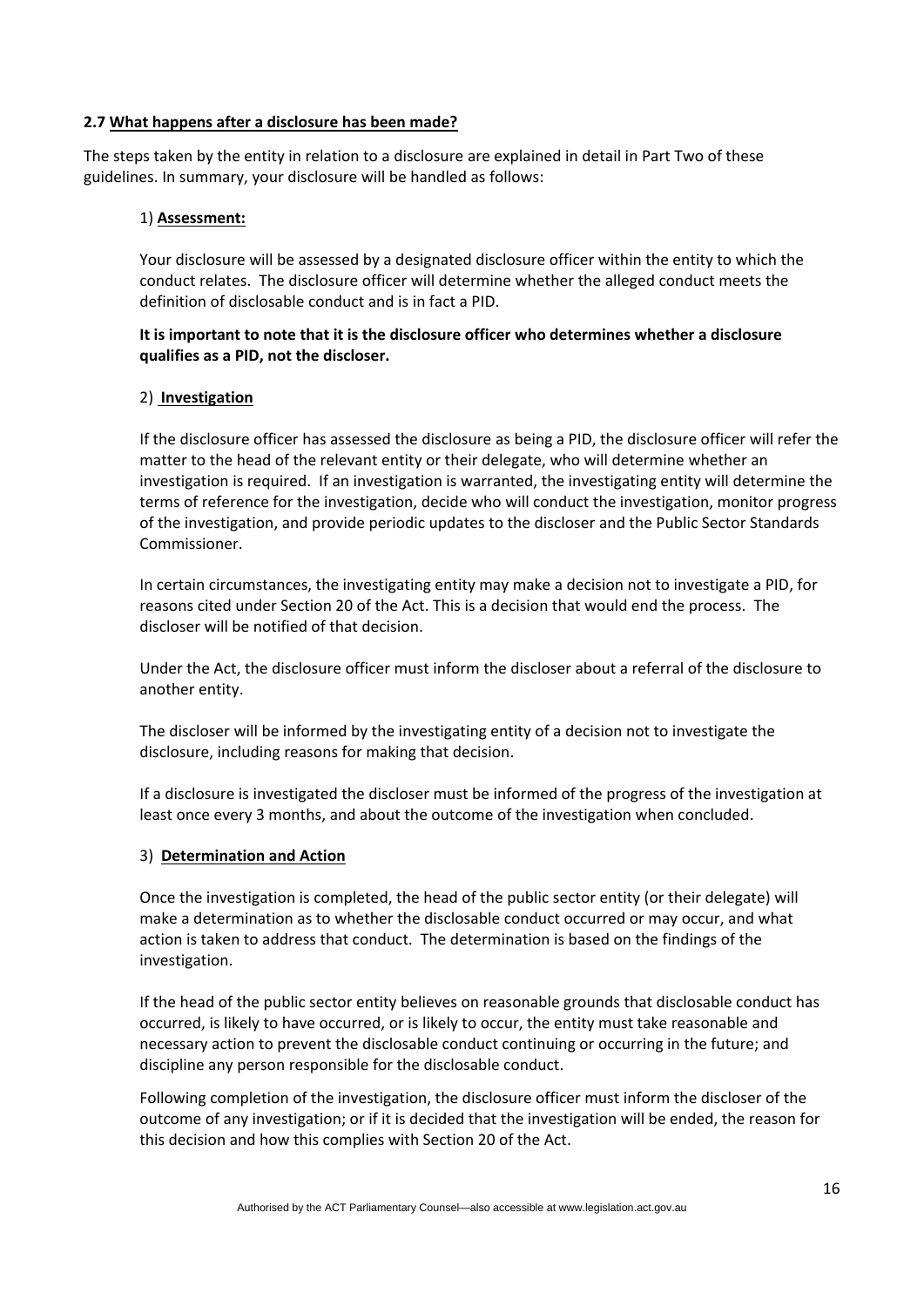### 2.7 <u>What happens after a disclosure has been made?</u>

The steps taken by the entity in relation to a disclosure are explained in detail in Part Two of these guidelines. In summary, your disclosure will be handled as follows:

1) **<u>Assessment:</u>**

Your disclosure will be assessed by a designated disclosure officer within the entity to which the conduct relates. The disclosure officer will determine whether the alleged conduct meets the definition of disclosable conduct and is in fact a PID.

**It is important to note that it is the disclosure officer who determines whether a disclosure qualifies as a PID, not the discloser.**

2) **<u>Investigation</u>**

If the disclosure officer has assessed the disclosure as being a PID, the disclosure officer will refer the matter to the head of the relevant entity or their delegate, who will determine whether an investigation is required. If an investigation is warranted, the investigating entity will determine the terms of reference for the investigation, decide who will conduct the investigation, monitor progress of the investigation, and provide periodic updates to the discloser and the Public Sector Standards Commissioner.

In certain circumstances, the investigating entity may make a decision not to investigate a PID, for reasons cited under Section 20 of the Act. This is a decision that would end the process. The discloser will be notified of that decision.

Under the Act, the disclosure officer must inform the discloser about a referral of the disclosure to another entity.

The discloser will be informed by the investigating entity of a decision not to investigate the disclosure, including reasons for making that decision.

If a disclosure is investigated the discloser must be informed of the progress of the investigation at least once every 3 months, and about the outcome of the investigation when concluded.

3) **<u>Determination and Action</u>**

Once the investigation is completed, the head of the public sector entity (or their delegate) will make a determination as to whether the disclosable conduct occurred or may occur, and what action is taken to address that conduct. The determination is based on the findings of the investigation.

If the head of the public sector entity believes on reasonable grounds that disclosable conduct has occurred, is likely to have occurred, or is likely to occur, the entity must take reasonable and necessary action to prevent the disclosable conduct continuing or occurring in the future; and discipline any person responsible for the disclosable conduct.

Following completion of the investigation, the disclosure officer must inform the discloser of the outcome of any investigation; or if it is decided that the investigation will be ended, the reason for this decision and how this complies with Section 20 of the Act.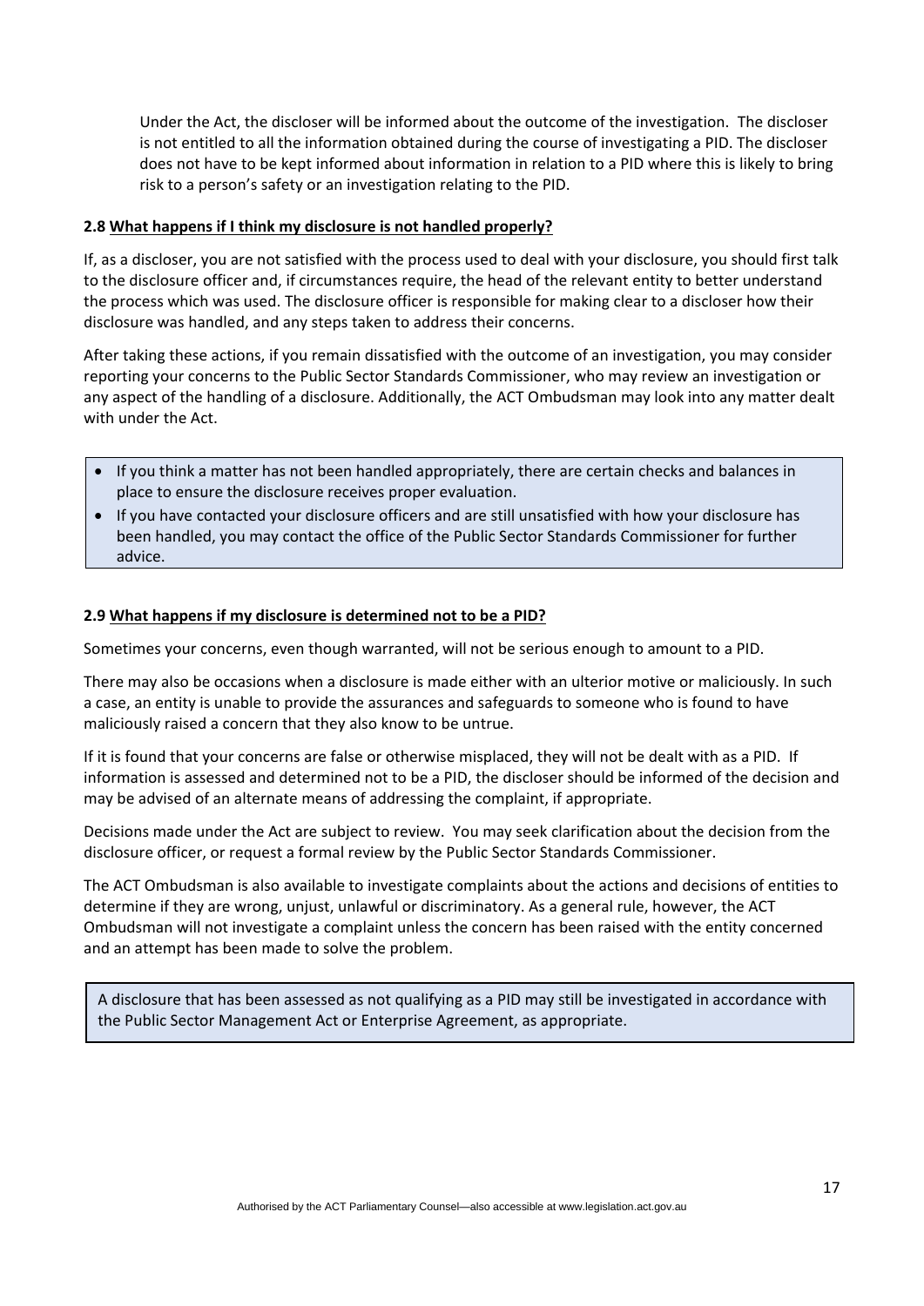Under the Act, the discloser will be informed about the outcome of the investigation. The discloser is not entitled to all the information obtained during the course of investigating a PID. The discloser does not have to be kept informed about information in relation to a PID where this is likely to bring risk to a person's safety or an investigation relating to the PID.

### 2.8 What happens if I think my disclosure is not handled properly?

If, as a discloser, you are not satisfied with the process used to deal with your disclosure, you should first talk to the disclosure officer and, if circumstances require, the head of the relevant entity to better understand the process which was used. The disclosure officer is responsible for making clear to a discloser how their disclosure was handled, and any steps taken to address their concerns.

After taking these actions, if you remain dissatisfied with the outcome of an investigation, you may consider reporting your concerns to the Public Sector Standards Commissioner, who may review an investigation or any aspect of the handling of a disclosure. Additionally, the ACT Ombudsman may look into any matter dealt with under the Act.

- If you think a matter has not been handled appropriately, there are certain checks and balances in place to ensure the disclosure receives proper evaluation.
- If you have contacted your disclosure officers and are still unsatisfied with how your disclosure has been handled, you may contact the office of the Public Sector Standards Commissioner for further advice.

### 2.9 What happens if my disclosure is determined not to be a PID?

Sometimes your concerns, even though warranted, will not be serious enough to amount to a PID.

There may also be occasions when a disclosure is made either with an ulterior motive or maliciously. In such a case, an entity is unable to provide the assurances and safeguards to someone who is found to have maliciously raised a concern that they also know to be untrue.

If it is found that your concerns are false or otherwise misplaced, they will not be dealt with as a PID. If information is assessed and determined not to be a PID, the discloser should be informed of the decision and may be advised of an alternate means of addressing the complaint, if appropriate.

Decisions made under the Act are subject to review. You may seek clarification about the decision from the disclosure officer, or request a formal review by the Public Sector Standards Commissioner.

The ACT Ombudsman is also available to investigate complaints about the actions and decisions of entities to determine if they are wrong, unjust, unlawful or discriminatory. As a general rule, however, the ACT Ombudsman will not investigate a complaint unless the concern has been raised with the entity concerned and an attempt has been made to solve the problem.

A disclosure that has been assessed as not qualifying as a PID may still be investigated in accordance with the Public Sector Management Act or Enterprise Agreement, as appropriate.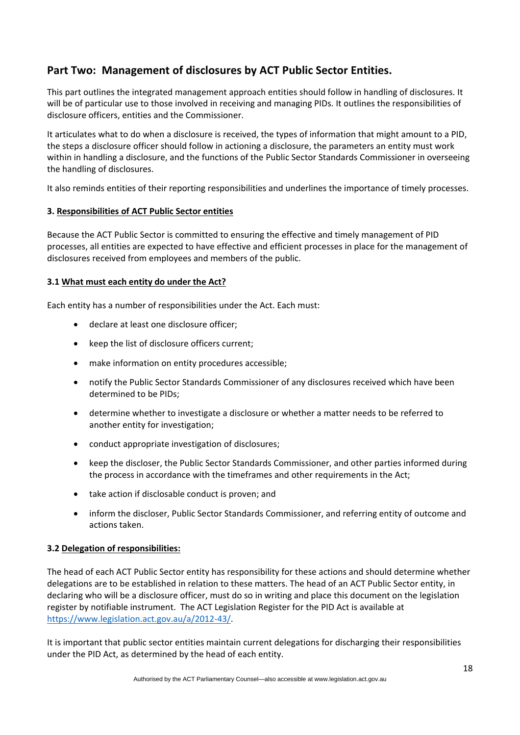## Part Two: Management of disclosures by ACT Public Sector Entities.

This part outlines the integrated management approach entities should follow in handling of disclosures. It will be of particular use to those involved in receiving and managing PIDs. It outlines the responsibilities of disclosure officers, entities and the Commissioner.

It articulates what to do when a disclosure is received, the types of information that might amount to a PID, the steps a disclosure officer should follow in actioning a disclosure, the parameters an entity must work within in handling a disclosure, and the functions of the Public Sector Standards Commissioner in overseeing the handling of disclosures.

It also reminds entities of their reporting responsibilities and underlines the importance of timely processes.

### 3. Responsibilities of ACT Public Sector entities

Because the ACT Public Sector is committed to ensuring the effective and timely management of PID processes, all entities are expected to have effective and efficient processes in place for the management of disclosures received from employees and members of the public.

#### 3.1 What must each entity do under the Act?

Each entity has a number of responsibilities under the Act. Each must:

- declare at least one disclosure officer;
- keep the list of disclosure officers current;
- make information on entity procedures accessible;
- notify the Public Sector Standards Commissioner of any disclosures received which have been determined to be PIDs;
- determine whether to investigate a disclosure or whether a matter needs to be referred to another entity for investigation;
- conduct appropriate investigation of disclosures;
- keep the discloser, the Public Sector Standards Commissioner, and other parties informed during the process in accordance with the timeframes and other requirements in the Act;
- take action if disclosable conduct is proven; and
- inform the discloser, Public Sector Standards Commissioner, and referring entity of outcome and actions taken.

#### 3.2 Delegation of responsibilities:

The head of each ACT Public Sector entity has responsibility for these actions and should determine whether delegations are to be established in relation to these matters. The head of an ACT Public Sector entity, in declaring who will be a disclosure officer, must do so in writing and place this document on the legislation register by notifiable instrument. The ACT Legislation Register for the PID Act is available at https://www.legislation.act.gov.au/a/2012-43/.

It is important that public sector entities maintain current delegations for discharging their responsibilities under the PID Act, as determined by the head of each entity.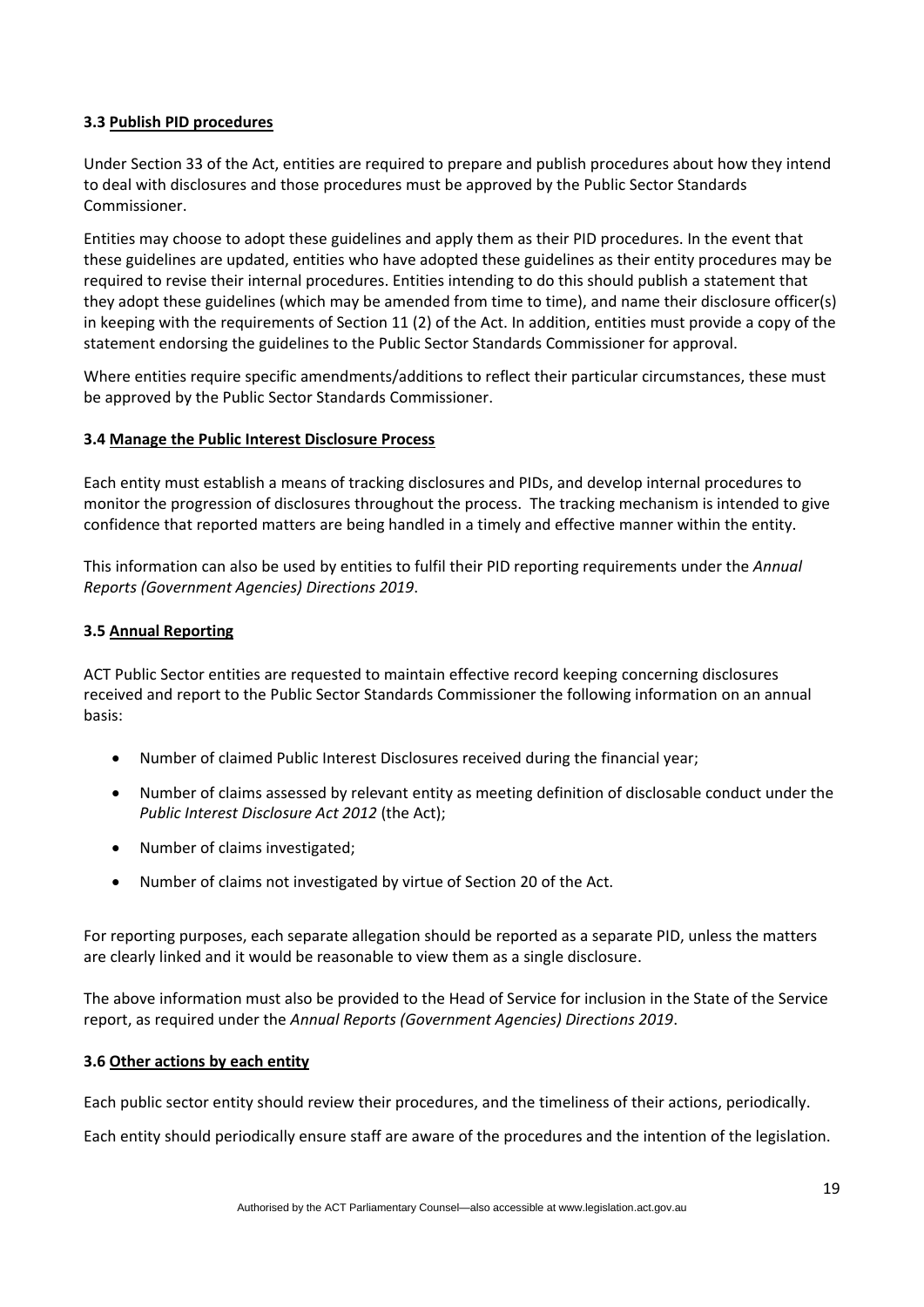### 3.3 Publish PID procedures

Under Section 33 of the Act, entities are required to prepare and publish procedures about how they intend to deal with disclosures and those procedures must be approved by the Public Sector Standards Commissioner.

Entities may choose to adopt these guidelines and apply them as their PID procedures. In the event that these guidelines are updated, entities who have adopted these guidelines as their entity procedures may be required to revise their internal procedures. Entities intending to do this should publish a statement that they adopt these guidelines (which may be amended from time to time), and name their disclosure officer(s) in keeping with the requirements of Section 11 (2) of the Act. In addition, entities must provide a copy of the statement endorsing the guidelines to the Public Sector Standards Commissioner for approval.

Where entities require specific amendments/additions to reflect their particular circumstances, these must be approved by the Public Sector Standards Commissioner.

### 3.4 Manage the Public Interest Disclosure Process

Each entity must establish a means of tracking disclosures and PIDs, and develop internal procedures to monitor the progression of disclosures throughout the process. The tracking mechanism is intended to give confidence that reported matters are being handled in a timely and effective manner within the entity.

This information can also be used by entities to fulfil their PID reporting requirements under the *Annual Reports (Government Agencies) Directions 2019*.

### 3.5 Annual Reporting

ACT Public Sector entities are requested to maintain effective record keeping concerning disclosures received and report to the Public Sector Standards Commissioner the following information on an annual basis:

- Number of claimed Public Interest Disclosures received during the financial year;
- Number of claims assessed by relevant entity as meeting definition of disclosable conduct under the *Public Interest Disclosure Act 2012* (the Act);
- Number of claims investigated;
- Number of claims not investigated by virtue of Section 20 of the Act.

For reporting purposes, each separate allegation should be reported as a separate PID, unless the matters are clearly linked and it would be reasonable to view them as a single disclosure.

The above information must also be provided to the Head of Service for inclusion in the State of the Service report, as required under the *Annual Reports (Government Agencies) Directions 2019*.

### 3.6 Other actions by each entity

Each public sector entity should review their procedures, and the timeliness of their actions, periodically.

Each entity should periodically ensure staff are aware of the procedures and the intention of the legislation.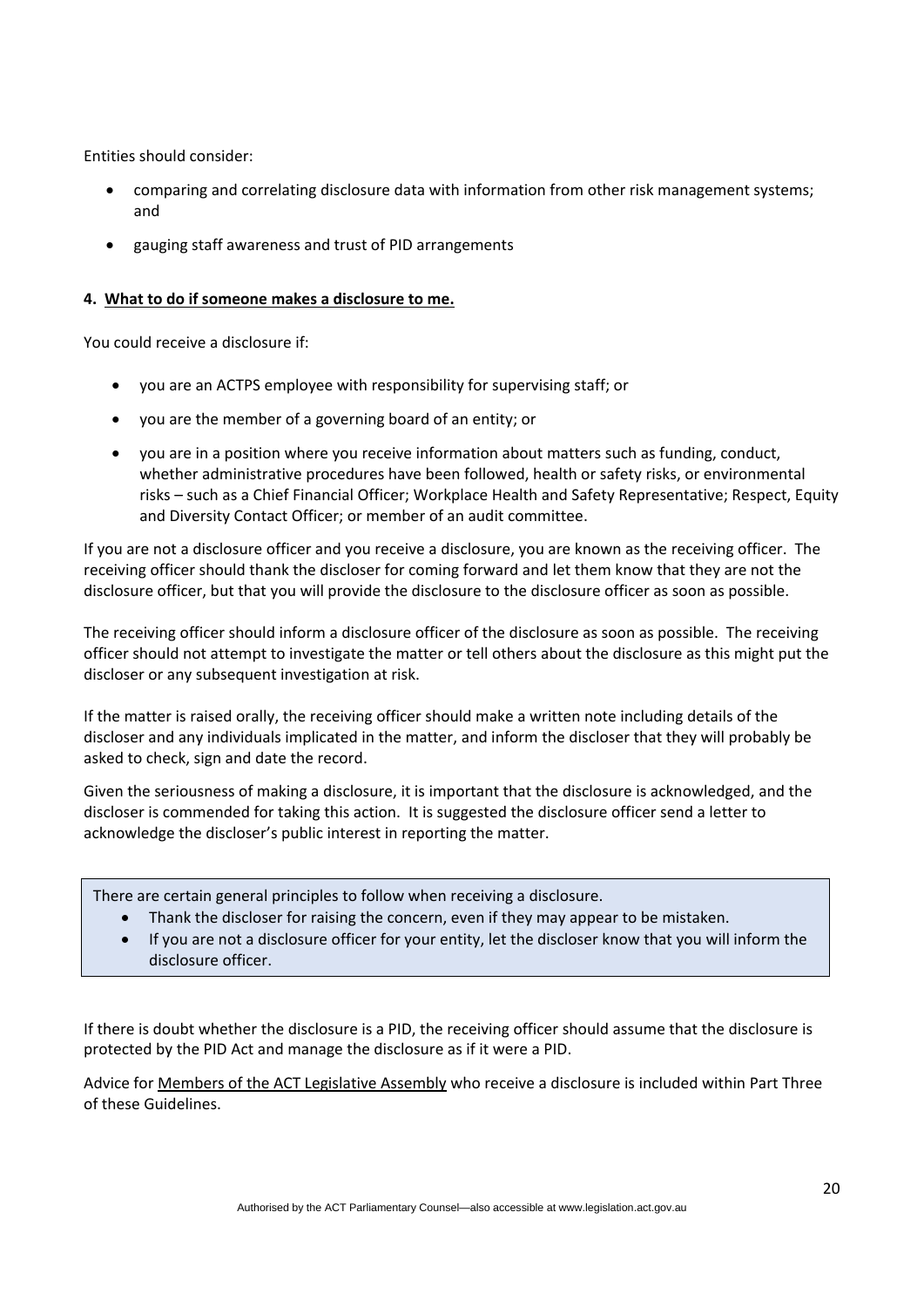Entities should consider:

- comparing and correlating disclosure data with information from other risk management systems; and
- gauging staff awareness and trust of PID arrangements

#### 4. What to do if someone makes a disclosure to me.

You could receive a disclosure if:

- you are an ACTPS employee with responsibility for supervising staff; or
- you are the member of a governing board of an entity; or
- you are in a position where you receive information about matters such as funding, conduct, whether administrative procedures have been followed, health or safety risks, or environmental risks – such as a Chief Financial Officer; Workplace Health and Safety Representative; Respect, Equity and Diversity Contact Officer; or member of an audit committee.

If you are not a disclosure officer and you receive a disclosure, you are known as the receiving officer. The receiving officer should thank the discloser for coming forward and let them know that they are not the disclosure officer, but that you will provide the disclosure to the disclosure officer as soon as possible.

The receiving officer should inform a disclosure officer of the disclosure as soon as possible. The receiving officer should not attempt to investigate the matter or tell others about the disclosure as this might put the discloser or any subsequent investigation at risk.

If the matter is raised orally, the receiving officer should make a written note including details of the discloser and any individuals implicated in the matter, and inform the discloser that they will probably be asked to check, sign and date the record.

Given the seriousness of making a disclosure, it is important that the disclosure is acknowledged, and the discloser is commended for taking this action. It is suggested the disclosure officer send a letter to acknowledge the discloser's public interest in reporting the matter.

> There are certain general principles to follow when receiving a disclosure.
>
> - Thank the discloser for raising the concern, even if they may appear to be mistaken.
> - If you are not a disclosure officer for your entity, let the discloser know that you will inform the disclosure officer.

If there is doubt whether the disclosure is a PID, the receiving officer should assume that the disclosure is protected by the PID Act and manage the disclosure as if it were a PID.

Advice for Members of the ACT Legislative Assembly who receive a disclosure is included within Part Three of these Guidelines.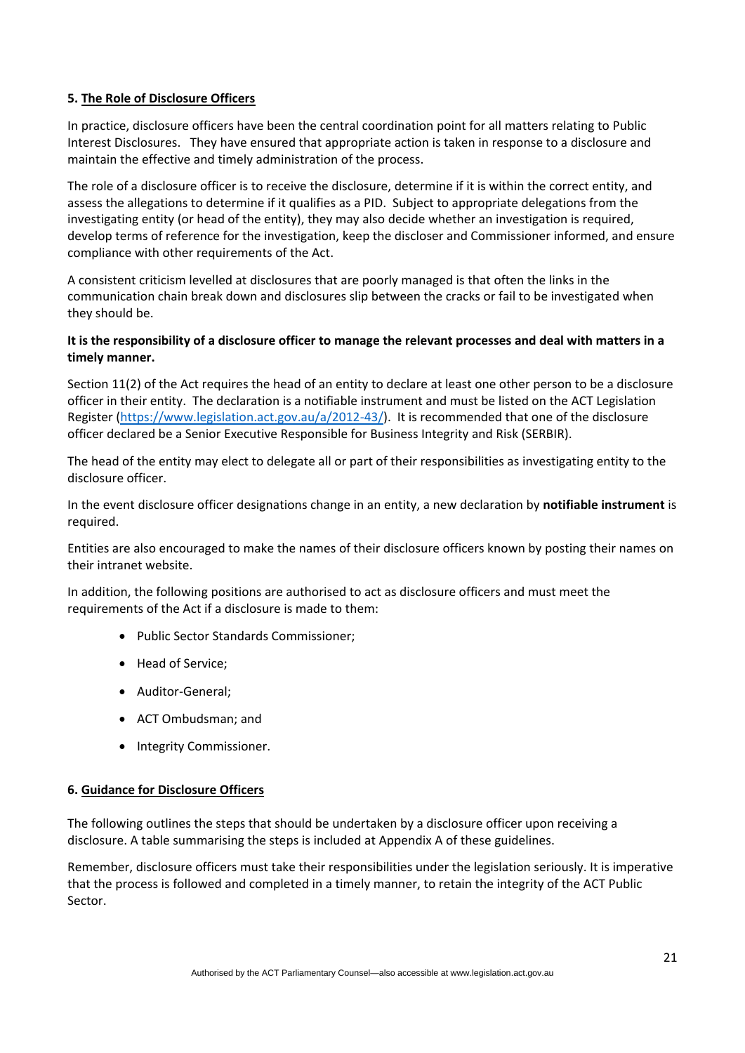## 5. The Role of Disclosure Officers

In practice, disclosure officers have been the central coordination point for all matters relating to Public Interest Disclosures. They have ensured that appropriate action is taken in response to a disclosure and maintain the effective and timely administration of the process.

The role of a disclosure officer is to receive the disclosure, determine if it is within the correct entity, and assess the allegations to determine if it qualifies as a PID. Subject to appropriate delegations from the investigating entity (or head of the entity), they may also decide whether an investigation is required, develop terms of reference for the investigation, keep the discloser and Commissioner informed, and ensure compliance with other requirements of the Act.

A consistent criticism levelled at disclosures that are poorly managed is that often the links in the communication chain break down and disclosures slip between the cracks or fail to be investigated when they should be.

**It is the responsibility of a disclosure officer to manage the relevant processes and deal with matters in a timely manner.**

Section 11(2) of the Act requires the head of an entity to declare at least one other person to be a disclosure officer in their entity. The declaration is a notifiable instrument and must be listed on the ACT Legislation Register (https://www.legislation.act.gov.au/a/2012-43/). It is recommended that one of the disclosure officer declared be a Senior Executive Responsible for Business Integrity and Risk (SERBIR).

The head of the entity may elect to delegate all or part of their responsibilities as investigating entity to the disclosure officer.

In the event disclosure officer designations change in an entity, a new declaration by **notifiable instrument** is required.

Entities are also encouraged to make the names of their disclosure officers known by posting their names on their intranet website.

In addition, the following positions are authorised to act as disclosure officers and must meet the requirements of the Act if a disclosure is made to them:

- Public Sector Standards Commissioner;
- Head of Service;
- Auditor-General;
- ACT Ombudsman; and
- Integrity Commissioner.

## 6. Guidance for Disclosure Officers

The following outlines the steps that should be undertaken by a disclosure officer upon receiving a disclosure. A table summarising the steps is included at Appendix A of these guidelines.

Remember, disclosure officers must take their responsibilities under the legislation seriously. It is imperative that the process is followed and completed in a timely manner, to retain the integrity of the ACT Public Sector.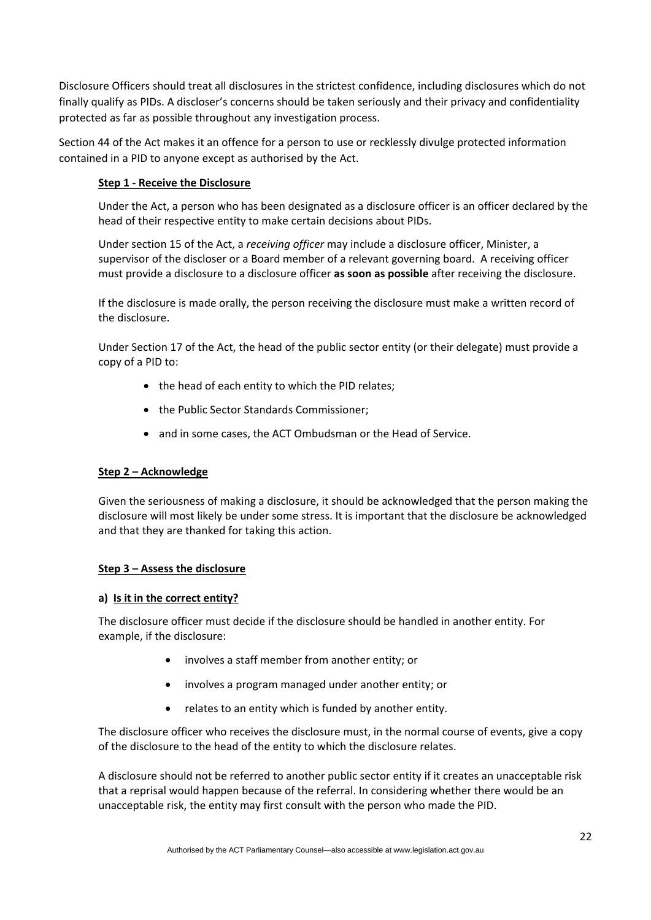Disclosure Officers should treat all disclosures in the strictest confidence, including disclosures which do not finally qualify as PIDs. A discloser's concerns should be taken seriously and their privacy and confidentiality protected as far as possible throughout any investigation process.

Section 44 of the Act makes it an offence for a person to use or recklessly divulge protected information contained in a PID to anyone except as authorised by the Act.

**Step 1 - Receive the Disclosure**

Under the Act, a person who has been designated as a disclosure officer is an officer declared by the head of their respective entity to make certain decisions about PIDs.

Under section 15 of the Act, a *receiving officer* may include a disclosure officer, Minister, a supervisor of the discloser or a Board member of a relevant governing board. A receiving officer must provide a disclosure to a disclosure officer **as soon as possible** after receiving the disclosure.

If the disclosure is made orally, the person receiving the disclosure must make a written record of the disclosure.

Under Section 17 of the Act, the head of the public sector entity (or their delegate) must provide a copy of a PID to:

- the head of each entity to which the PID relates;
- the Public Sector Standards Commissioner;
- and in some cases, the ACT Ombudsman or the Head of Service.

**Step 2 – Acknowledge**

Given the seriousness of making a disclosure, it should be acknowledged that the person making the disclosure will most likely be under some stress. It is important that the disclosure be acknowledged and that they are thanked for taking this action.

**Step 3 – Assess the disclosure**

**a) Is it in the correct entity?**

The disclosure officer must decide if the disclosure should be handled in another entity. For example, if the disclosure:

- involves a staff member from another entity; or
- involves a program managed under another entity; or
- relates to an entity which is funded by another entity.

The disclosure officer who receives the disclosure must, in the normal course of events, give a copy of the disclosure to the head of the entity to which the disclosure relates.

A disclosure should not be referred to another public sector entity if it creates an unacceptable risk that a reprisal would happen because of the referral. In considering whether there would be an unacceptable risk, the entity may first consult with the person who made the PID.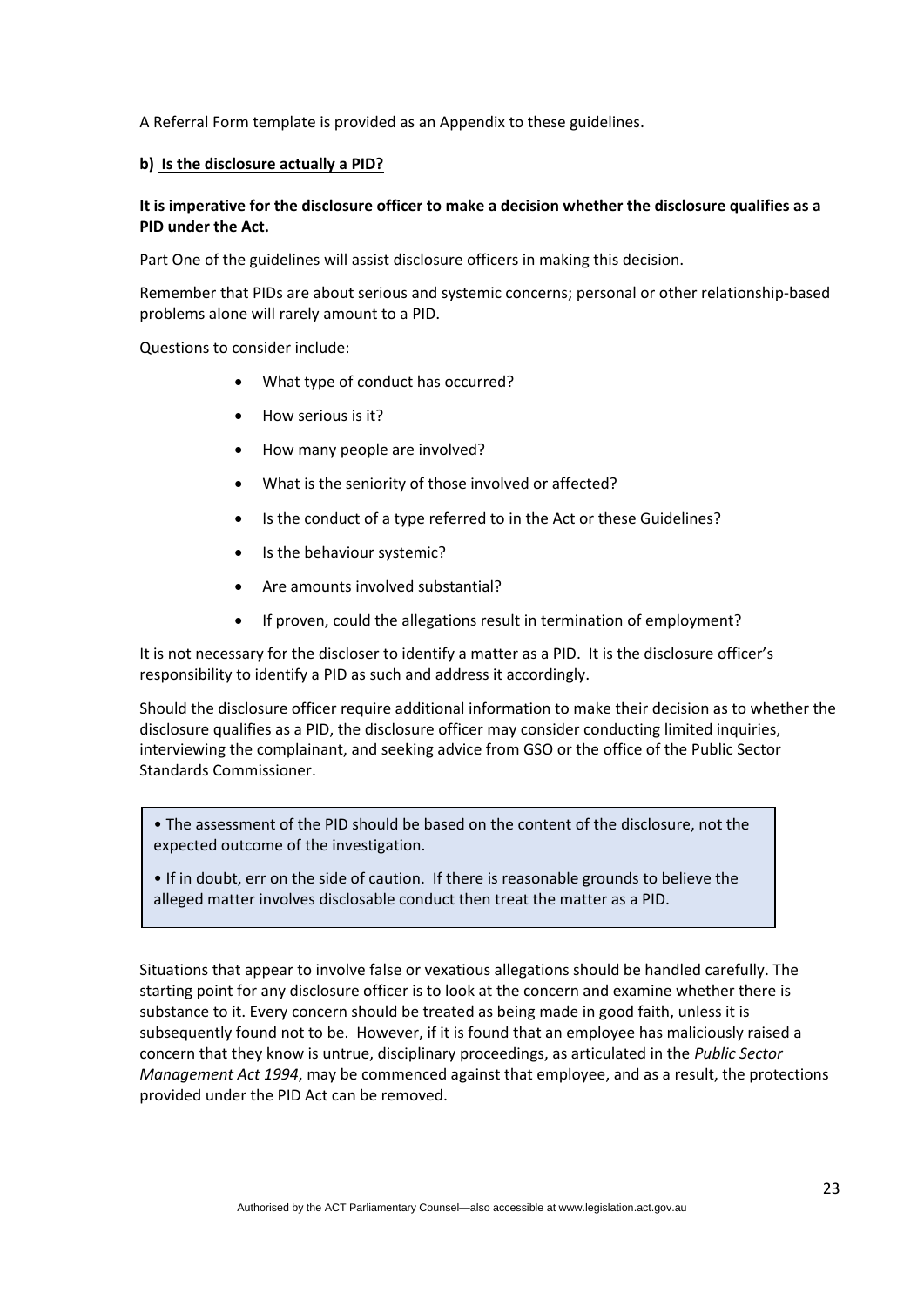A Referral Form template is provided as an Appendix to these guidelines.

**b) Is the disclosure actually a PID?**

**It is imperative for the disclosure officer to make a decision whether the disclosure qualifies as a PID under the Act.**

Part One of the guidelines will assist disclosure officers in making this decision.

Remember that PIDs are about serious and systemic concerns; personal or other relationship-based problems alone will rarely amount to a PID.

Questions to consider include:

- What type of conduct has occurred?
- How serious is it?
- How many people are involved?
- What is the seniority of those involved or affected?
- Is the conduct of a type referred to in the Act or these Guidelines?
- Is the behaviour systemic?
- Are amounts involved substantial?
- If proven, could the allegations result in termination of employment?

It is not necessary for the discloser to identify a matter as a PID. It is the disclosure officer's responsibility to identify a PID as such and address it accordingly.

Should the disclosure officer require additional information to make their decision as to whether the disclosure qualifies as a PID, the disclosure officer may consider conducting limited inquiries, interviewing the complainant, and seeking advice from GSO or the office of the Public Sector Standards Commissioner.

- The assessment of the PID should be based on the content of the disclosure, not the expected outcome of the investigation.
- If in doubt, err on the side of caution. If there is reasonable grounds to believe the alleged matter involves disclosable conduct then treat the matter as a PID.

Situations that appear to involve false or vexatious allegations should be handled carefully. The starting point for any disclosure officer is to look at the concern and examine whether there is substance to it. Every concern should be treated as being made in good faith, unless it is subsequently found not to be. However, if it is found that an employee has maliciously raised a concern that they know is untrue, disciplinary proceedings, as articulated in the *Public Sector Management Act 1994*, may be commenced against that employee, and as a result, the protections provided under the PID Act can be removed.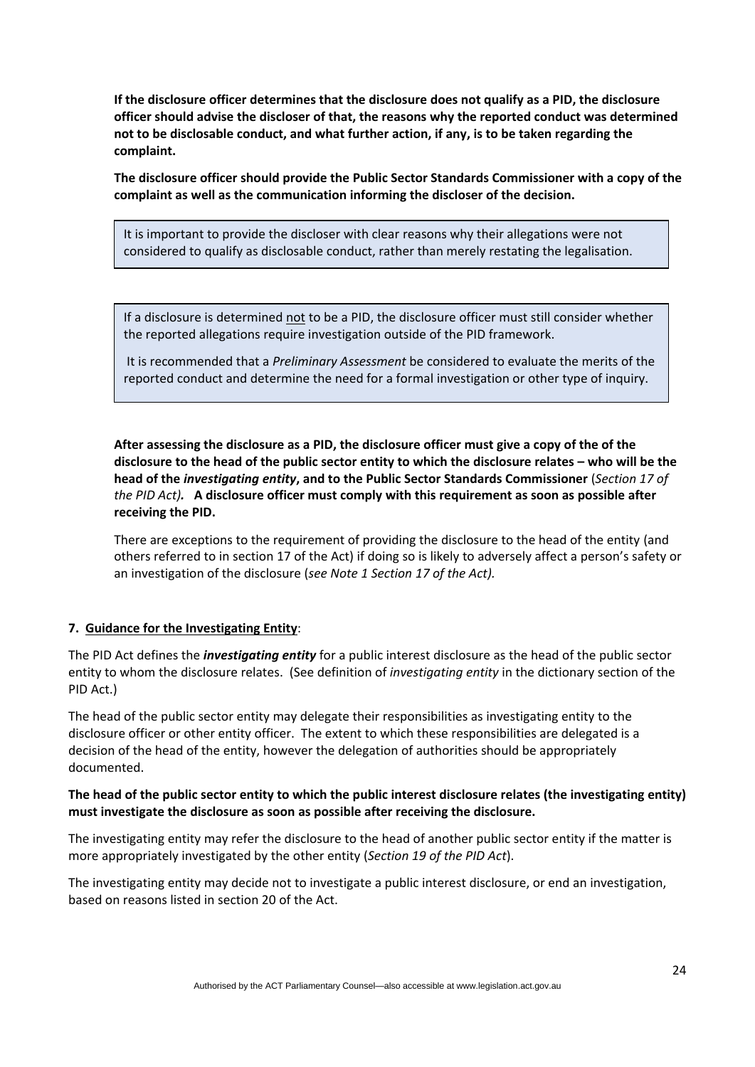**If the disclosure officer determines that the disclosure does not qualify as a PID, the disclosure officer should advise the discloser of that, the reasons why the reported conduct was determined not to be disclosable conduct, and what further action, if any, is to be taken regarding the complaint.**

**The disclosure officer should provide the Public Sector Standards Commissioner with a copy of the complaint as well as the communication informing the discloser of the decision.**

> It is important to provide the discloser with clear reasons why their allegations were not considered to qualify as disclosable conduct, rather than merely restating the legalisation.

> If a disclosure is determined <u>not</u> to be a PID, the disclosure officer must still consider whether the reported allegations require investigation outside of the PID framework.
>
> It is recommended that a *Preliminary Assessment* be considered to evaluate the merits of the reported conduct and determine the need for a formal investigation or other type of inquiry.

**After assessing the disclosure as a PID, the disclosure officer must give a copy of the of the disclosure to the head of the public sector entity to which the disclosure relates – who will be the head of the *investigating entity*, and to the Public Sector Standards Commissioner** (*Section 17 of the PID Act)***.** **A disclosure officer must comply with this requirement as soon as possible after receiving the PID.**

There are exceptions to the requirement of providing the disclosure to the head of the entity (and others referred to in section 17 of the Act) if doing so is likely to adversely affect a person's safety or an investigation of the disclosure (*see Note 1 Section 17 of the Act).*

## 7. <u>Guidance for the Investigating Entity</u>:

The PID Act defines the ***investigating entity*** for a public interest disclosure as the head of the public sector entity to whom the disclosure relates. (See definition of *investigating entity* in the dictionary section of the PID Act.)

The head of the public sector entity may delegate their responsibilities as investigating entity to the disclosure officer or other entity officer. The extent to which these responsibilities are delegated is a decision of the head of the entity, however the delegation of authorities should be appropriately documented.

**The head of the public sector entity to which the public interest disclosure relates (the investigating entity) must investigate the disclosure as soon as possible after receiving the disclosure.**

The investigating entity may refer the disclosure to the head of another public sector entity if the matter is more appropriately investigated by the other entity (*Section 19 of the PID Act*).

The investigating entity may decide not to investigate a public interest disclosure, or end an investigation, based on reasons listed in section 20 of the Act.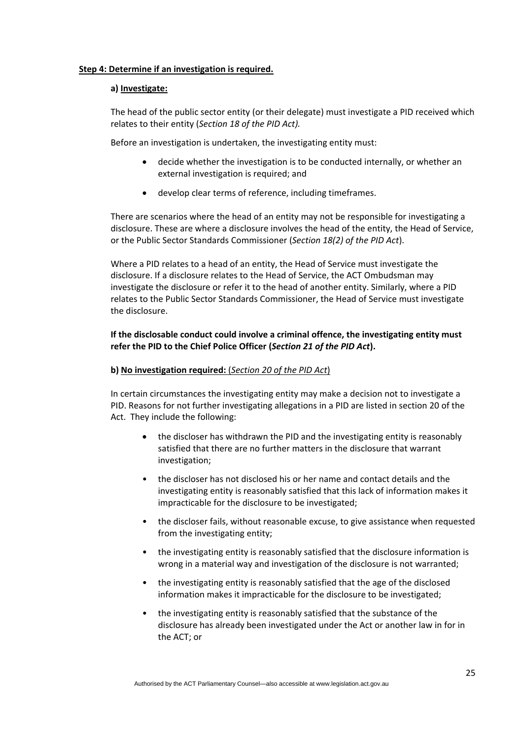**<u>Step 4: Determine if an investigation is required.</u>**

**a) <u>Investigate:</u>**

The head of the public sector entity (or their delegate) must investigate a PID received which relates to their entity (*Section 18 of the PID Act).*

Before an investigation is undertaken, the investigating entity must:

- decide whether the investigation is to be conducted internally, or whether an external investigation is required; and
- develop clear terms of reference, including timeframes.

There are scenarios where the head of an entity may not be responsible for investigating a disclosure. These are where a disclosure involves the head of the entity, the Head of Service, or the Public Sector Standards Commissioner (*Section 18(2) of the PID Act*).

Where a PID relates to a head of an entity, the Head of Service must investigate the disclosure. If a disclosure relates to the Head of Service, the ACT Ombudsman may investigate the disclosure or refer it to the head of another entity. Similarly, where a PID relates to the Public Sector Standards Commissioner, the Head of Service must investigate the disclosure.

**If the disclosable conduct could involve a criminal offence, the investigating entity must refer the PID to the Chief Police Officer (*Section 21 of the PID Act*).**

**b) <u>No investigation required:</u>** (*Section 20 of the PID Act*)

In certain circumstances the investigating entity may make a decision not to investigate a PID. Reasons for not further investigating allegations in a PID are listed in section 20 of the Act. They include the following:

- the discloser has withdrawn the PID and the investigating entity is reasonably satisfied that there are no further matters in the disclosure that warrant investigation;
- the discloser has not disclosed his or her name and contact details and the investigating entity is reasonably satisfied that this lack of information makes it impracticable for the disclosure to be investigated;
- the discloser fails, without reasonable excuse, to give assistance when requested from the investigating entity;
- the investigating entity is reasonably satisfied that the disclosure information is wrong in a material way and investigation of the disclosure is not warranted;
- the investigating entity is reasonably satisfied that the age of the disclosed information makes it impracticable for the disclosure to be investigated;
- the investigating entity is reasonably satisfied that the substance of the disclosure has already been investigated under the Act or another law in for in the ACT; or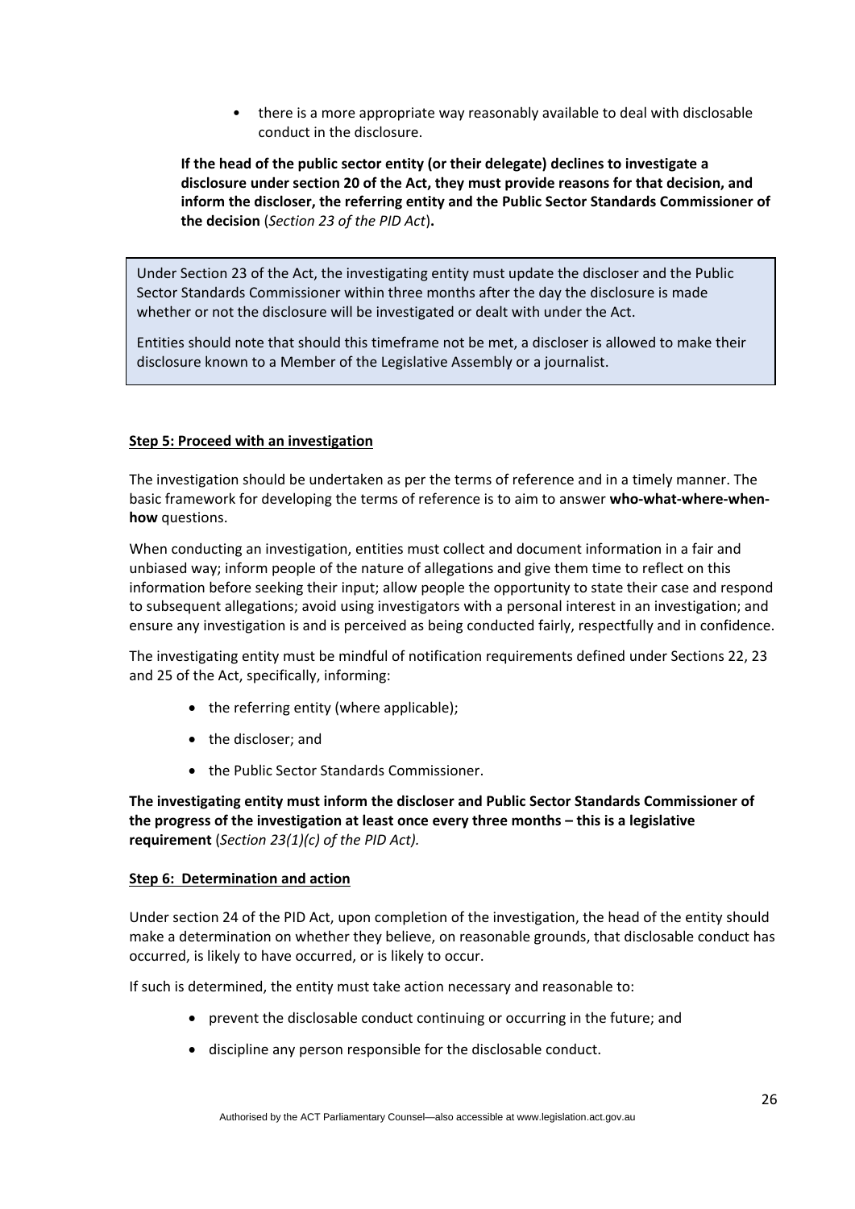- there is a more appropriate way reasonably available to deal with disclosable conduct in the disclosure.

**If the head of the public sector entity (or their delegate) declines to investigate a disclosure under section 20 of the Act, they must provide reasons for that decision, and inform the discloser, the referring entity and the Public Sector Standards Commissioner of the decision** (*Section 23 of the PID Act*)**.**

> Under Section 23 of the Act, the investigating entity must update the discloser and the Public Sector Standards Commissioner within three months after the day the disclosure is made whether or not the disclosure will be investigated or dealt with under the Act.
>
> Entities should note that should this timeframe not be met, a discloser is allowed to make their disclosure known to a Member of the Legislative Assembly or a journalist.

**Step 5: Proceed with an investigation**

The investigation should be undertaken as per the terms of reference and in a timely manner. The basic framework for developing the terms of reference is to aim to answer **who-what-where-when-how** questions.

When conducting an investigation, entities must collect and document information in a fair and unbiased way; inform people of the nature of allegations and give them time to reflect on this information before seeking their input; allow people the opportunity to state their case and respond to subsequent allegations; avoid using investigators with a personal interest in an investigation; and ensure any investigation is and is perceived as being conducted fairly, respectfully and in confidence.

The investigating entity must be mindful of notification requirements defined under Sections 22, 23 and 25 of the Act, specifically, informing:

- the referring entity (where applicable);
- the discloser; and
- the Public Sector Standards Commissioner.

**The investigating entity must inform the discloser and Public Sector Standards Commissioner of the progress of the investigation at least once every three months – this is a legislative requirement** (*Section 23(1)(c) of the PID Act).*

**Step 6: Determination and action**

Under section 24 of the PID Act, upon completion of the investigation, the head of the entity should make a determination on whether they believe, on reasonable grounds, that disclosable conduct has occurred, is likely to have occurred, or is likely to occur.

If such is determined, the entity must take action necessary and reasonable to:

- prevent the disclosable conduct continuing or occurring in the future; and
- discipline any person responsible for the disclosable conduct.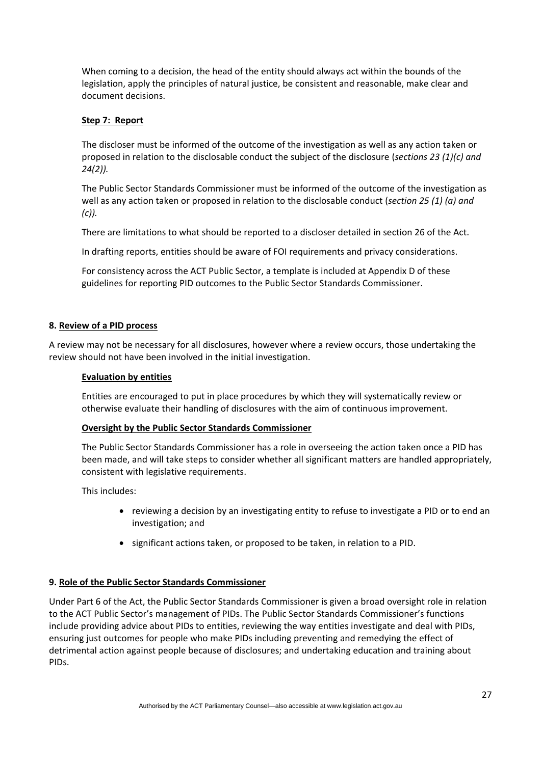When coming to a decision, the head of the entity should always act within the bounds of the legislation, apply the principles of natural justice, be consistent and reasonable, make clear and document decisions.

**Step 7: Report**

The discloser must be informed of the outcome of the investigation as well as any action taken or proposed in relation to the disclosable conduct the subject of the disclosure (*sections 23 (1)(c) and 24(2)).*

The Public Sector Standards Commissioner must be informed of the outcome of the investigation as well as any action taken or proposed in relation to the disclosable conduct (*section 25 (1) (a) and (c)).*

There are limitations to what should be reported to a discloser detailed in section 26 of the Act.

In drafting reports, entities should be aware of FOI requirements and privacy considerations.

For consistency across the ACT Public Sector, a template is included at Appendix D of these guidelines for reporting PID outcomes to the Public Sector Standards Commissioner.

## 8. Review of a PID process

A review may not be necessary for all disclosures, however where a review occurs, those undertaking the review should not have been involved in the initial investigation.

**Evaluation by entities**

Entities are encouraged to put in place procedures by which they will systematically review or otherwise evaluate their handling of disclosures with the aim of continuous improvement.

**Oversight by the Public Sector Standards Commissioner**

The Public Sector Standards Commissioner has a role in overseeing the action taken once a PID has been made, and will take steps to consider whether all significant matters are handled appropriately, consistent with legislative requirements.

This includes:

- reviewing a decision by an investigating entity to refuse to investigate a PID or to end an investigation; and
- significant actions taken, or proposed to be taken, in relation to a PID.

## 9. Role of the Public Sector Standards Commissioner

Under Part 6 of the Act, the Public Sector Standards Commissioner is given a broad oversight role in relation to the ACT Public Sector's management of PIDs. The Public Sector Standards Commissioner's functions include providing advice about PIDs to entities, reviewing the way entities investigate and deal with PIDs, ensuring just outcomes for people who make PIDs including preventing and remedying the effect of detrimental action against people because of disclosures; and undertaking education and training about PIDs.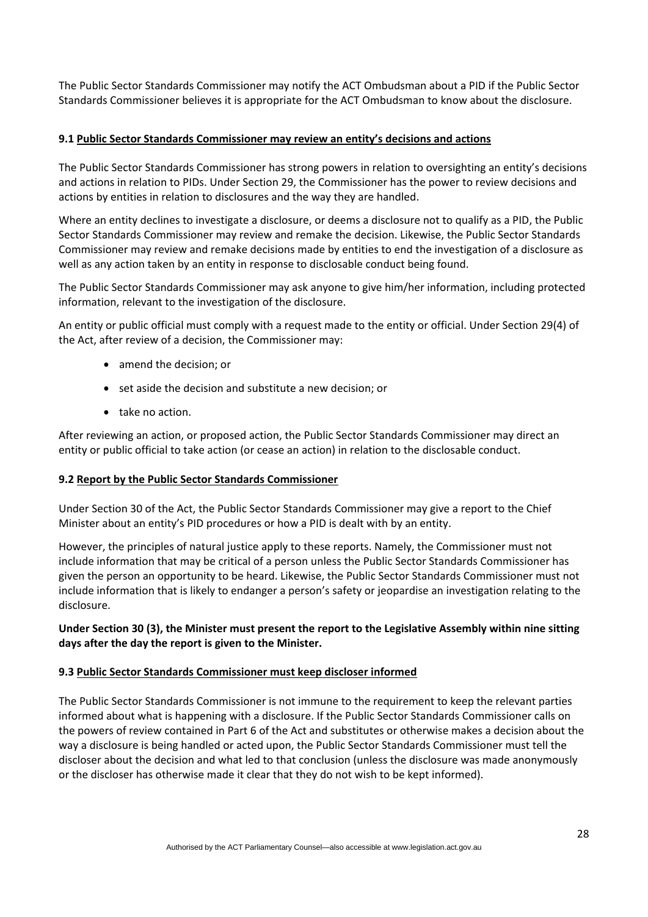The Public Sector Standards Commissioner may notify the ACT Ombudsman about a PID if the Public Sector Standards Commissioner believes it is appropriate for the ACT Ombudsman to know about the disclosure.

### 9.1 Public Sector Standards Commissioner may review an entity's decisions and actions

The Public Sector Standards Commissioner has strong powers in relation to oversighting an entity's decisions and actions in relation to PIDs. Under Section 29, the Commissioner has the power to review decisions and actions by entities in relation to disclosures and the way they are handled.

Where an entity declines to investigate a disclosure, or deems a disclosure not to qualify as a PID, the Public Sector Standards Commissioner may review and remake the decision. Likewise, the Public Sector Standards Commissioner may review and remake decisions made by entities to end the investigation of a disclosure as well as any action taken by an entity in response to disclosable conduct being found.

The Public Sector Standards Commissioner may ask anyone to give him/her information, including protected information, relevant to the investigation of the disclosure.

An entity or public official must comply with a request made to the entity or official. Under Section 29(4) of the Act, after review of a decision, the Commissioner may:

- amend the decision; or
- set aside the decision and substitute a new decision; or
- take no action.

After reviewing an action, or proposed action, the Public Sector Standards Commissioner may direct an entity or public official to take action (or cease an action) in relation to the disclosable conduct.

### 9.2 Report by the Public Sector Standards Commissioner

Under Section 30 of the Act, the Public Sector Standards Commissioner may give a report to the Chief Minister about an entity's PID procedures or how a PID is dealt with by an entity.

However, the principles of natural justice apply to these reports. Namely, the Commissioner must not include information that may be critical of a person unless the Public Sector Standards Commissioner has given the person an opportunity to be heard. Likewise, the Public Sector Standards Commissioner must not include information that is likely to endanger a person's safety or jeopardise an investigation relating to the disclosure.

**Under Section 30 (3), the Minister must present the report to the Legislative Assembly within nine sitting days after the day the report is given to the Minister.**

### 9.3 Public Sector Standards Commissioner must keep discloser informed

The Public Sector Standards Commissioner is not immune to the requirement to keep the relevant parties informed about what is happening with a disclosure. If the Public Sector Standards Commissioner calls on the powers of review contained in Part 6 of the Act and substitutes or otherwise makes a decision about the way a disclosure is being handled or acted upon, the Public Sector Standards Commissioner must tell the discloser about the decision and what led to that conclusion (unless the disclosure was made anonymously or the discloser has otherwise made it clear that they do not wish to be kept informed).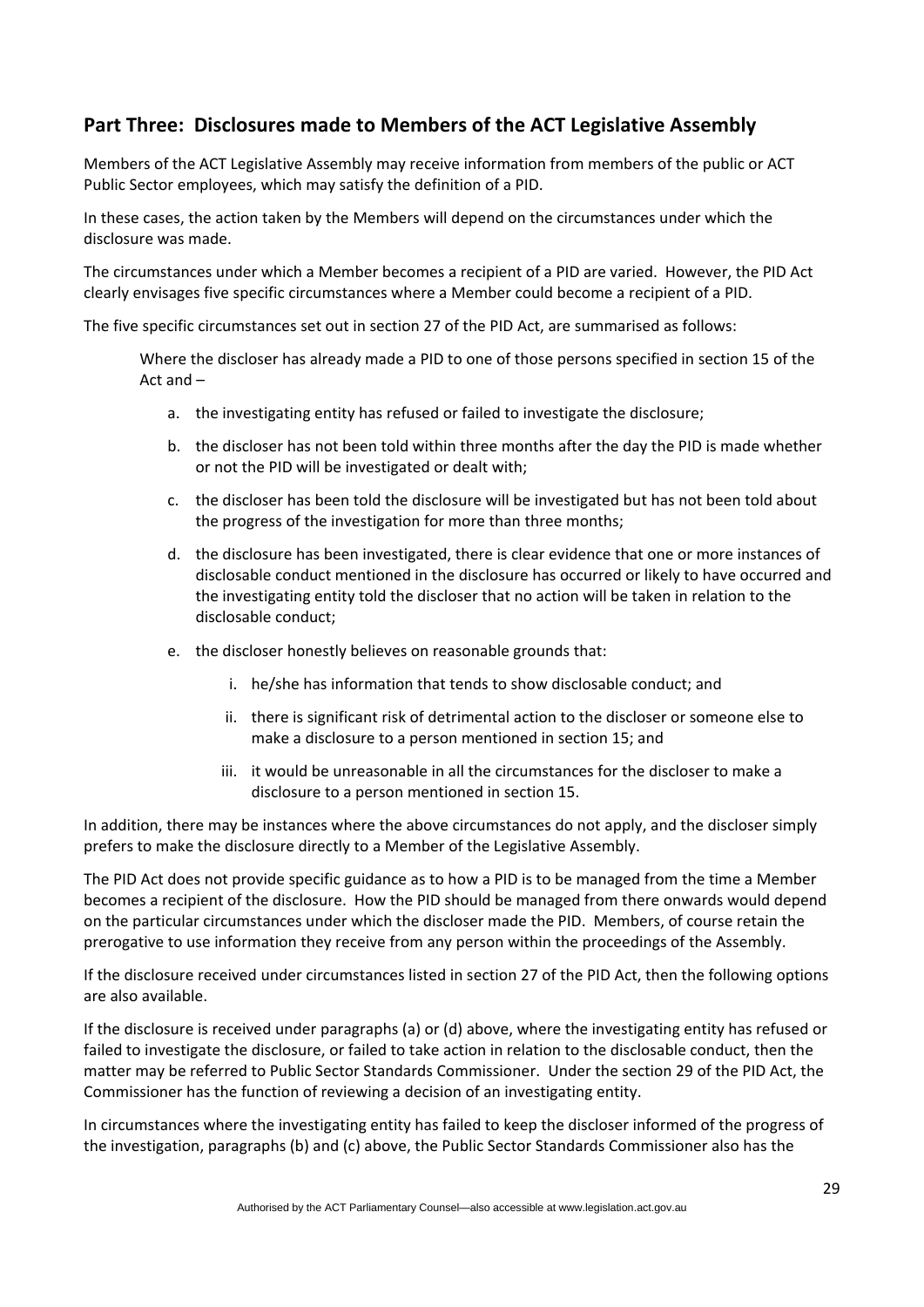## Part Three: Disclosures made to Members of the ACT Legislative Assembly

Members of the ACT Legislative Assembly may receive information from members of the public or ACT Public Sector employees, which may satisfy the definition of a PID.

In these cases, the action taken by the Members will depend on the circumstances under which the disclosure was made.

The circumstances under which a Member becomes a recipient of a PID are varied. However, the PID Act clearly envisages five specific circumstances where a Member could become a recipient of a PID.

The five specific circumstances set out in section 27 of the PID Act, are summarised as follows:

> Where the discloser has already made a PID to one of those persons specified in section 15 of the Act and –
>
> a. the investigating entity has refused or failed to investigate the disclosure;
>
> b. the discloser has not been told within three months after the day the PID is made whether or not the PID will be investigated or dealt with;
>
> c. the discloser has been told the disclosure will be investigated but has not been told about the progress of the investigation for more than three months;
>
> d. the disclosure has been investigated, there is clear evidence that one or more instances of disclosable conduct mentioned in the disclosure has occurred or likely to have occurred and the investigating entity told the discloser that no action will be taken in relation to the disclosable conduct;
>
> e. the discloser honestly believes on reasonable grounds that:
>
>    i. he/she has information that tends to show disclosable conduct; and
>
>    ii. there is significant risk of detrimental action to the discloser or someone else to make a disclosure to a person mentioned in section 15; and
>
>    iii. it would be unreasonable in all the circumstances for the discloser to make a disclosure to a person mentioned in section 15.

In addition, there may be instances where the above circumstances do not apply, and the discloser simply prefers to make the disclosure directly to a Member of the Legislative Assembly.

The PID Act does not provide specific guidance as to how a PID is to be managed from the time a Member becomes a recipient of the disclosure. How the PID should be managed from there onwards would depend on the particular circumstances under which the discloser made the PID. Members, of course retain the prerogative to use information they receive from any person within the proceedings of the Assembly.

If the disclosure received under circumstances listed in section 27 of the PID Act, then the following options are also available.

If the disclosure is received under paragraphs (a) or (d) above, where the investigating entity has refused or failed to investigate the disclosure, or failed to take action in relation to the disclosable conduct, then the matter may be referred to Public Sector Standards Commissioner. Under the section 29 of the PID Act, the Commissioner has the function of reviewing a decision of an investigating entity.

In circumstances where the investigating entity has failed to keep the discloser informed of the progress of the investigation, paragraphs (b) and (c) above, the Public Sector Standards Commissioner also has the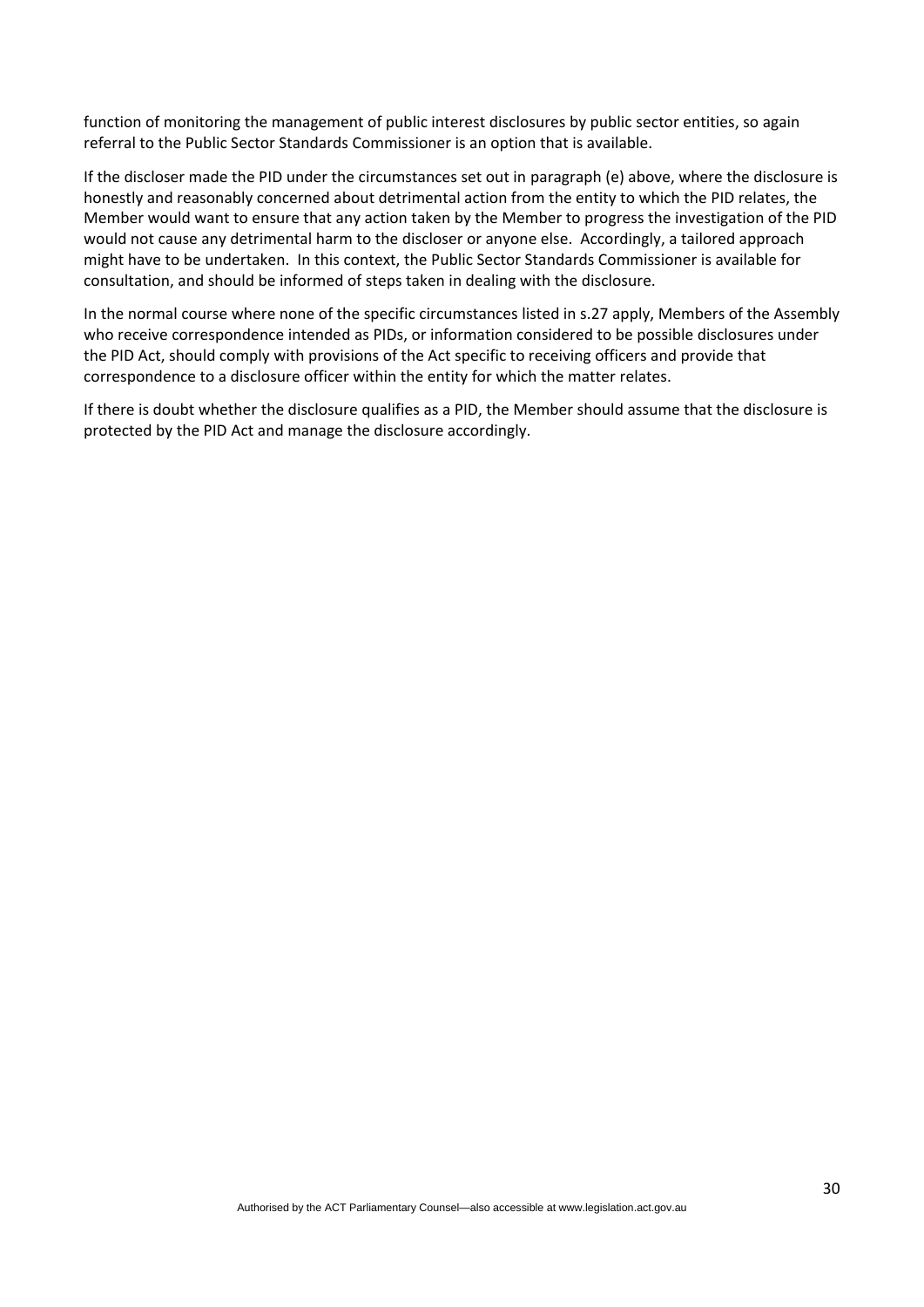function of monitoring the management of public interest disclosures by public sector entities, so again referral to the Public Sector Standards Commissioner is an option that is available.

If the discloser made the PID under the circumstances set out in paragraph (e) above, where the disclosure is honestly and reasonably concerned about detrimental action from the entity to which the PID relates, the Member would want to ensure that any action taken by the Member to progress the investigation of the PID would not cause any detrimental harm to the discloser or anyone else. Accordingly, a tailored approach might have to be undertaken. In this context, the Public Sector Standards Commissioner is available for consultation, and should be informed of steps taken in dealing with the disclosure.

In the normal course where none of the specific circumstances listed in s.27 apply, Members of the Assembly who receive correspondence intended as PIDs, or information considered to be possible disclosures under the PID Act, should comply with provisions of the Act specific to receiving officers and provide that correspondence to a disclosure officer within the entity for which the matter relates.

If there is doubt whether the disclosure qualifies as a PID, the Member should assume that the disclosure is protected by the PID Act and manage the disclosure accordingly.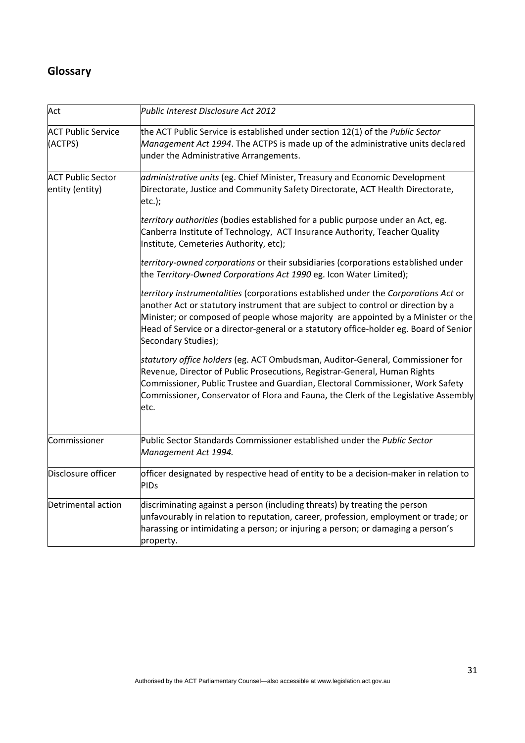## Glossary

| | |
|---|---|
| Act | *Public Interest Disclosure Act 2012* |
| ACT Public Service (ACTPS) | the ACT Public Service is established under section 12(1) of the *Public Sector Management Act 1994*. The ACTPS is made up of the administrative units declared under the Administrative Arrangements. |
| ACT Public Sector entity (entity) | *administrative units* (eg. Chief Minister, Treasury and Economic Development Directorate, Justice and Community Safety Directorate, ACT Health Directorate, etc.);<br><br>*territory authorities* (bodies established for a public purpose under an Act, eg. Canberra Institute of Technology, ACT Insurance Authority, Teacher Quality Institute, Cemeteries Authority, etc);<br><br>*territory-owned corporations* or their subsidiaries (corporations established under the *Territory-Owned Corporations Act 1990* eg. Icon Water Limited);<br><br>*territory instrumentalities* (corporations established under the *Corporations Act* or another Act or statutory instrument that are subject to control or direction by a Minister; or composed of people whose majority are appointed by a Minister or the Head of Service or a director-general or a statutory office-holder eg. Board of Senior Secondary Studies);<br><br>*statutory office holders* (eg. ACT Ombudsman, Auditor-General, Commissioner for Revenue, Director of Public Prosecutions, Registrar-General, Human Rights Commissioner, Public Trustee and Guardian, Electoral Commissioner, Work Safety Commissioner, Conservator of Flora and Fauna, the Clerk of the Legislative Assembly etc. |
| Commissioner | Public Sector Standards Commissioner established under the *Public Sector Management Act 1994.* |
| Disclosure officer | officer designated by respective head of entity to be a decision-maker in relation to PIDs |
| Detrimental action | discriminating against a person (including threats) by treating the person unfavourably in relation to reputation, career, profession, employment or trade; or harassing or intimidating a person; or injuring a person; or damaging a person's property. |

Authorised by the ACT Parliamentary Counsel—also accessible at www.legislation.act.gov.au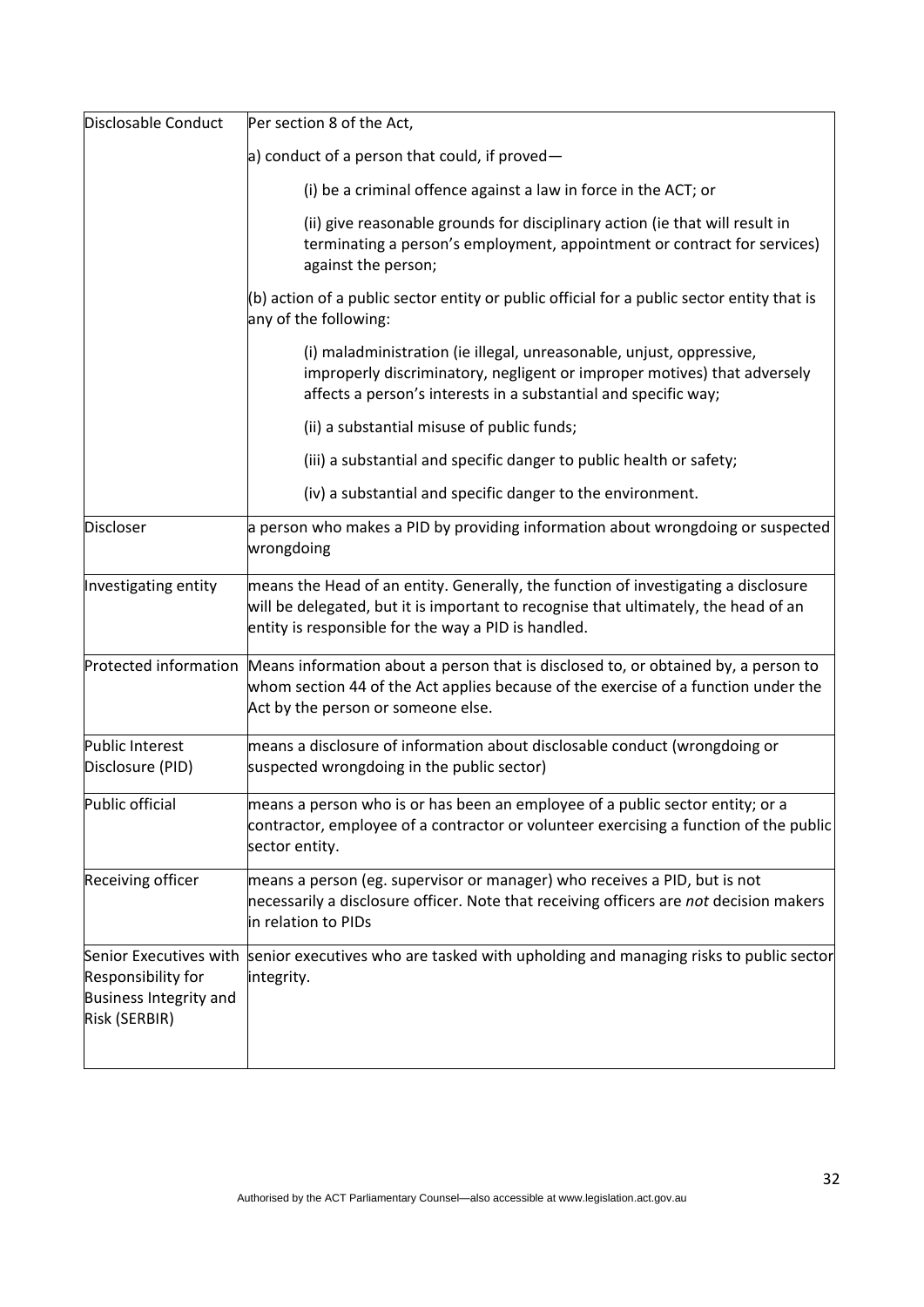| | |
|---|---|
| Disclosable Conduct | Per section 8 of the Act,<br><br>a) conduct of a person that could, if proved—<br><br>(i) be a criminal offence against a law in force in the ACT; or<br><br>(ii) give reasonable grounds for disciplinary action (ie that will result in terminating a person's employment, appointment or contract for services) against the person;<br><br>(b) action of a public sector entity or public official for a public sector entity that is any of the following:<br><br>(i) maladministration (ie illegal, unreasonable, unjust, oppressive, improperly discriminatory, negligent or improper motives) that adversely affects a person's interests in a substantial and specific way;<br><br>(ii) a substantial misuse of public funds;<br><br>(iii) a substantial and specific danger to public health or safety;<br><br>(iv) a substantial and specific danger to the environment. |
| Discloser | a person who makes a PID by providing information about wrongdoing or suspected wrongdoing |
| Investigating entity | means the Head of an entity. Generally, the function of investigating a disclosure will be delegated, but it is important to recognise that ultimately, the head of an entity is responsible for the way a PID is handled. |
| Protected information | Means information about a person that is disclosed to, or obtained by, a person to whom section 44 of the Act applies because of the exercise of a function under the Act by the person or someone else. |
| Public Interest Disclosure (PID) | means a disclosure of information about disclosable conduct (wrongdoing or suspected wrongdoing in the public sector) |
| Public official | means a person who is or has been an employee of a public sector entity; or a contractor, employee of a contractor or volunteer exercising a function of the public sector entity. |
| Receiving officer | means a person (eg. supervisor or manager) who receives a PID, but is not necessarily a disclosure officer. Note that receiving officers are *not* decision makers in relation to PIDs |
| Senior Executives with Responsibility for Business Integrity and Risk (SERBIR) | senior executives who are tasked with upholding and managing risks to public sector integrity. |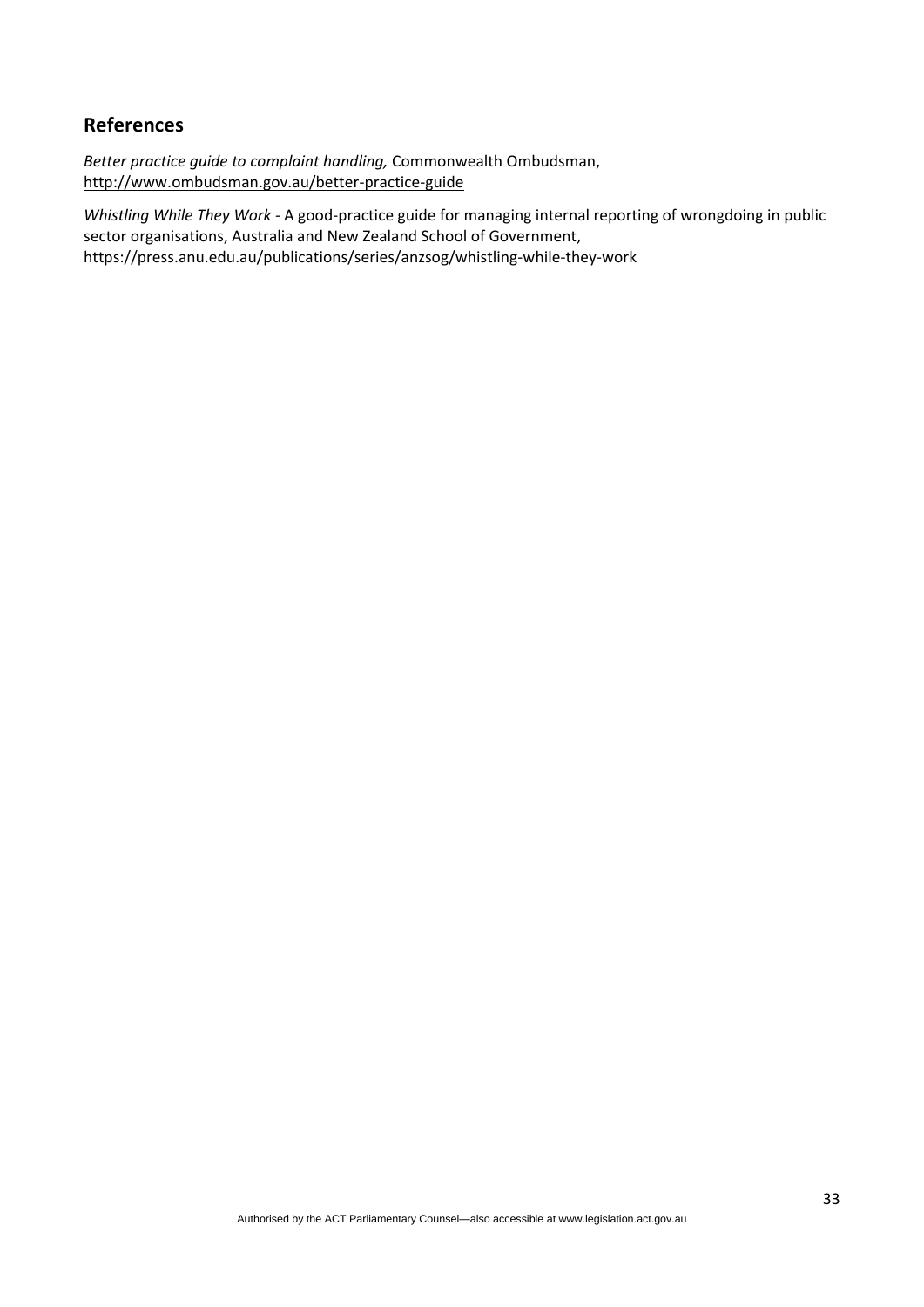## References

*Better practice guide to complaint handling,* Commonwealth Ombudsman, http://www.ombudsman.gov.au/better-practice-guide

*Whistling While They Work* - A good-practice guide for managing internal reporting of wrongdoing in public sector organisations, Australia and New Zealand School of Government, https://press.anu.edu.au/publications/series/anzsog/whistling-while-they-work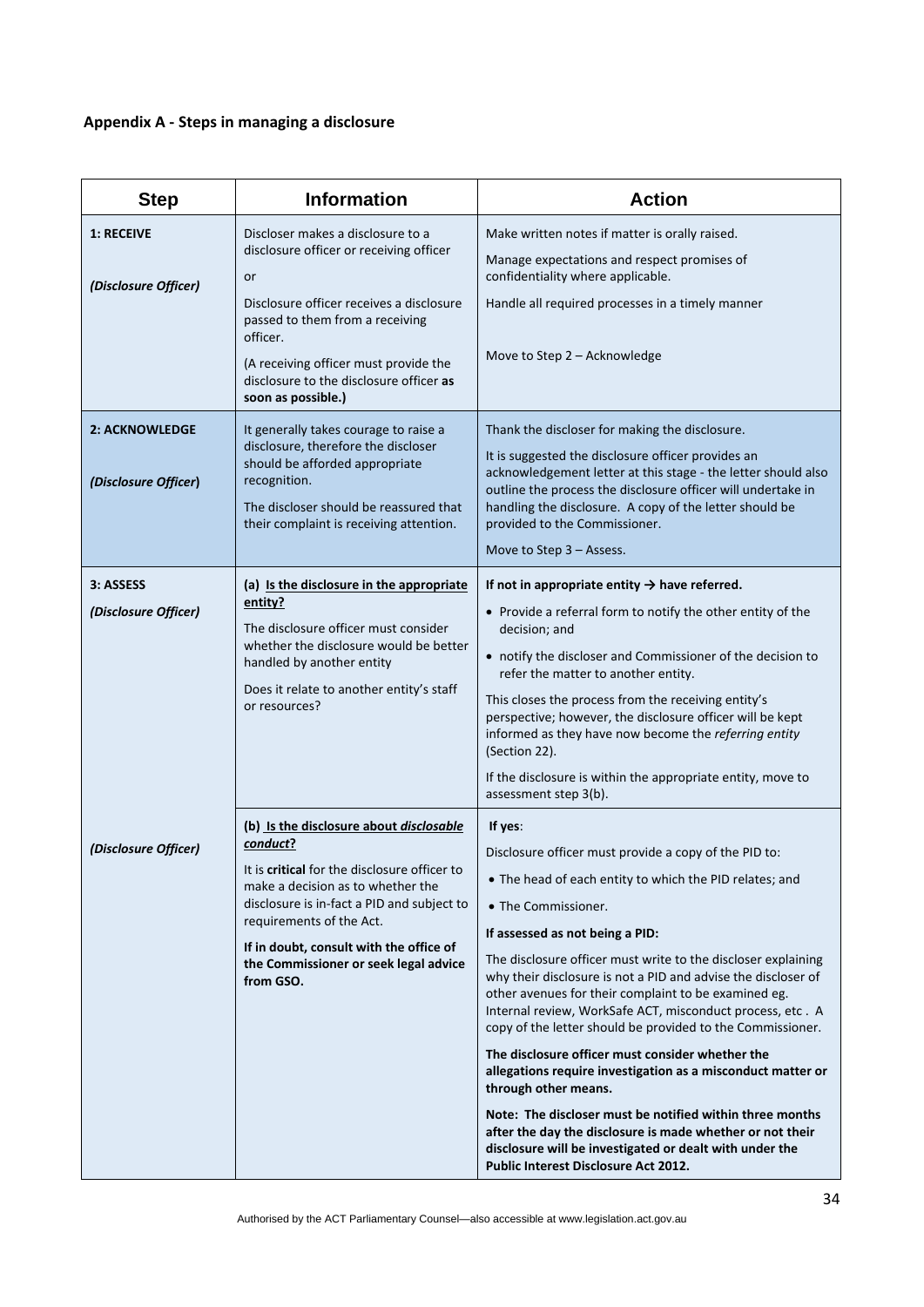**Appendix A - Steps in managing a disclosure**

| Step | Information | Action |
|---|---|---|
| **1: RECEIVE**<br><br>***(Disclosure Officer)*** | Discloser makes a disclosure to a disclosure officer or receiving officer<br><br>or<br><br>Disclosure officer receives a disclosure passed to them from a receiving officer.<br><br>(A receiving officer must provide the disclosure to the disclosure officer **as soon as possible.)** | Make written notes if matter is orally raised.<br><br>Manage expectations and respect promises of confidentiality where applicable.<br><br>Handle all required processes in a timely manner<br><br>Move to Step 2 – Acknowledge |
| **2: ACKNOWLEDGE**<br><br>***(Disclosure Officer)*** | It generally takes courage to raise a disclosure, therefore the discloser should be afforded appropriate recognition.<br><br>The discloser should be reassured that their complaint is receiving attention. | Thank the discloser for making the disclosure.<br><br>It is suggested the disclosure officer provides an acknowledgement letter at this stage - the letter should also outline the process the disclosure officer will undertake in handling the disclosure. A copy of the letter should be provided to the Commissioner.<br><br>Move to Step 3 – Assess. |
| **3: ASSESS**<br><br>***(Disclosure Officer)*** | **(a) <u>Is the disclosure in the appropriate entity?</u>**<br><br>The disclosure officer must consider whether the disclosure would be better handled by another entity<br><br>Does it relate to another entity's staff or resources? | **If not in appropriate entity → have referred.**<br><br>• Provide a referral form to notify the other entity of the decision; and<br><br>• notify the discloser and Commissioner of the decision to refer the matter to another entity.<br><br>This closes the process from the receiving entity's perspective; however, the disclosure officer will be kept informed as they have now become the *referring entity* (Section 22).<br><br>If the disclosure is within the appropriate entity, move to assessment step 3(b). |
| ***(Disclosure Officer)*** | **(b) <u>Is the disclosure about *disclosable conduct*?</u>**<br><br>It is **critical** for the disclosure officer to make a decision as to whether the disclosure is in-fact a PID and subject to requirements of the Act.<br><br>**If in doubt, consult with the office of the Commissioner or seek legal advice from GSO.** | **If yes**:<br><br>Disclosure officer must provide a copy of the PID to:<br><br>• The head of each entity to which the PID relates; and<br><br>• The Commissioner.<br><br>**If assessed as not being a PID:**<br><br>The disclosure officer must write to the discloser explaining why their disclosure is not a PID and advise the discloser of other avenues for their complaint to be examined eg. Internal review, WorkSafe ACT, misconduct process, etc . A copy of the letter should be provided to the Commissioner.<br><br>**The disclosure officer must consider whether the allegations require investigation as a misconduct matter or through other means.**<br><br>**Note: The discloser must be notified within three months after the day the disclosure is made whether or not their disclosure will be investigated or dealt with under the Public Interest Disclosure Act 2012.** |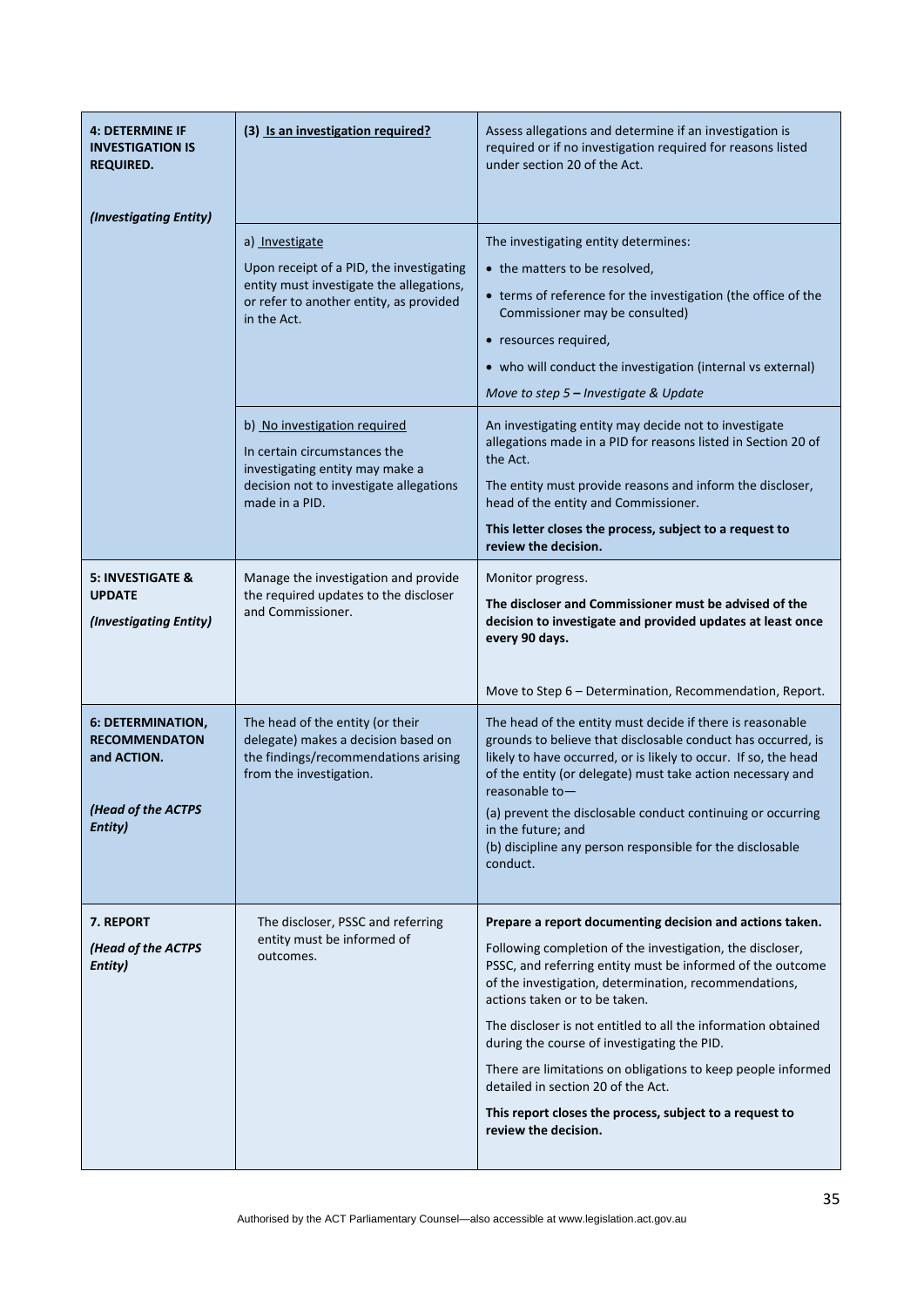| | | |
|---|---|---|
| **4: DETERMINE IF INVESTIGATION IS REQUIRED.**<br><br>***(Investigating Entity)*** | **(3) Is an investigation required?** | Assess allegations and determine if an investigation is required or if no investigation required for reasons listed under section 20 of the Act. |
| | a) Investigate<br><br>Upon receipt of a PID, the investigating entity must investigate the allegations, or refer to another entity, as provided in the Act. | The investigating entity determines:<br>• the matters to be resolved,<br>• terms of reference for the investigation (the office of the Commissioner may be consulted)<br>• resources required,<br>• who will conduct the investigation (internal vs external)<br><br>*Move to step 5 – Investigate & Update* |
| | b) No investigation required<br><br>In certain circumstances the investigating entity may make a decision not to investigate allegations made in a PID. | An investigating entity may decide not to investigate allegations made in a PID for reasons listed in Section 20 of the Act.<br><br>The entity must provide reasons and inform the discloser, head of the entity and Commissioner.<br><br>**This letter closes the process, subject to a request to review the decision.** |
| **5: INVESTIGATE & UPDATE**<br><br>***(Investigating Entity)*** | Manage the investigation and provide the required updates to the discloser and Commissioner. | Monitor progress.<br><br>**The discloser and Commissioner must be advised of the decision to investigate and provided updates at least once every 90 days.**<br><br>Move to Step 6 – Determination, Recommendation, Report. |
| **6: DETERMINATION, RECOMMENDATON and ACTION.**<br><br>***(Head of the ACTPS Entity)*** | The head of the entity (or their delegate) makes a decision based on the findings/recommendations arising from the investigation. | The head of the entity must decide if there is reasonable grounds to believe that disclosable conduct has occurred, is likely to have occurred, or is likely to occur. If so, the head of the entity (or delegate) must take action necessary and reasonable to—<br><br>(a) prevent the disclosable conduct continuing or occurring in the future; and<br>(b) discipline any person responsible for the disclosable conduct. |
| **7. REPORT**<br><br>***(Head of the ACTPS Entity)*** | The discloser, PSSC and referring entity must be informed of outcomes. | **Prepare a report documenting decision and actions taken.**<br><br>Following completion of the investigation, the discloser, PSSC, and referring entity must be informed of the outcome of the investigation, determination, recommendations, actions taken or to be taken.<br><br>The discloser is not entitled to all the information obtained during the course of investigating the PID.<br><br>There are limitations on obligations to keep people informed detailed in section 20 of the Act.<br><br>**This report closes the process, subject to a request to review the decision.** |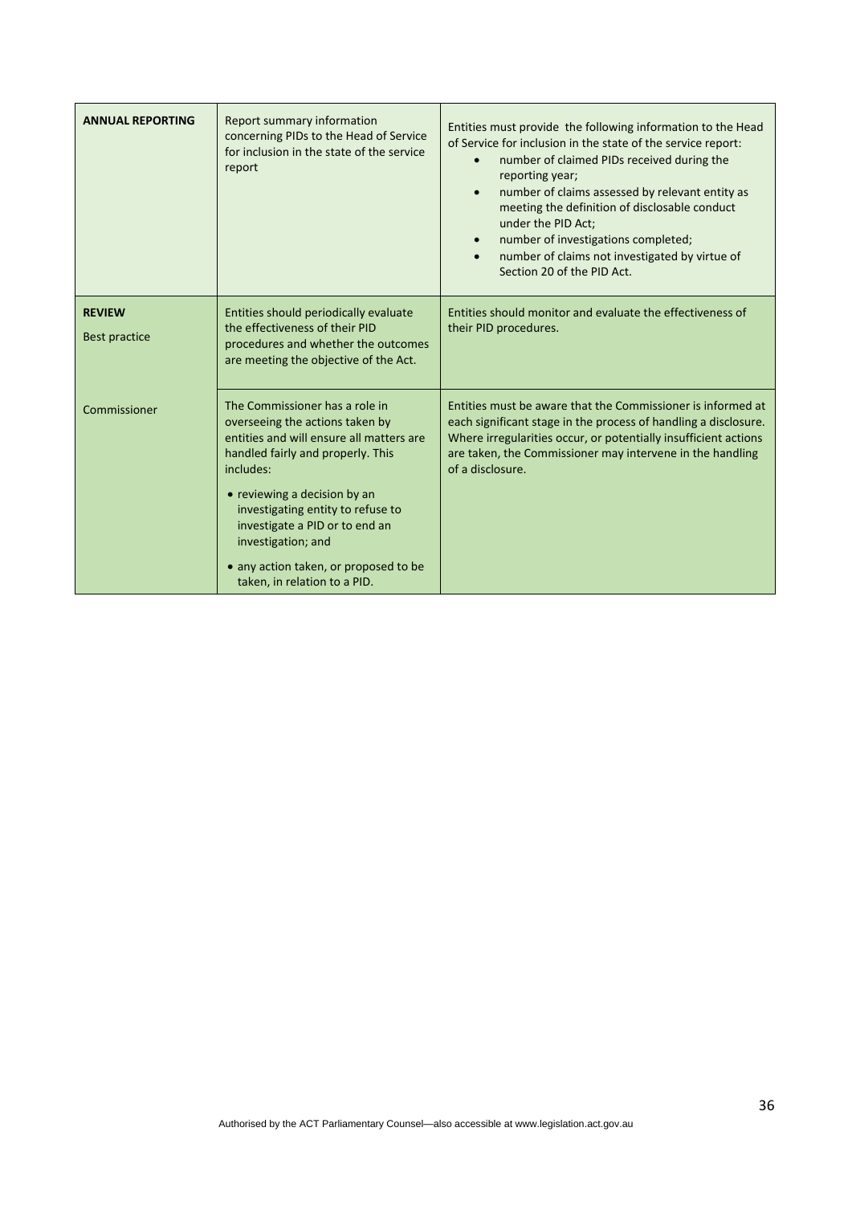| | | |
|---|---|---|
| **ANNUAL REPORTING** | Report summary information concerning PIDs to the Head of Service for inclusion in the state of the service report | Entities must provide the following information to the Head of Service for inclusion in the state of the service report:<br>• number of claimed PIDs received during the reporting year;<br>• number of claims assessed by relevant entity as meeting the definition of disclosable conduct under the PID Act;<br>• number of investigations completed;<br>• number of claims not investigated by virtue of Section 20 of the PID Act. |
| **REVIEW**<br><br>Best practice | Entities should periodically evaluate the effectiveness of their PID procedures and whether the outcomes are meeting the objective of the Act. | Entities should monitor and evaluate the effectiveness of their PID procedures. |
| Commissioner | The Commissioner has a role in overseeing the actions taken by entities and will ensure all matters are handled fairly and properly. This includes:<br><br>• reviewing a decision by an investigating entity to refuse to investigate a PID or to end an investigation; and<br><br>• any action taken, or proposed to be taken, in relation to a PID. | Entities must be aware that the Commissioner is informed at each significant stage in the process of handling a disclosure. Where irregularities occur, or potentially insufficient actions are taken, the Commissioner may intervene in the handling of a disclosure. |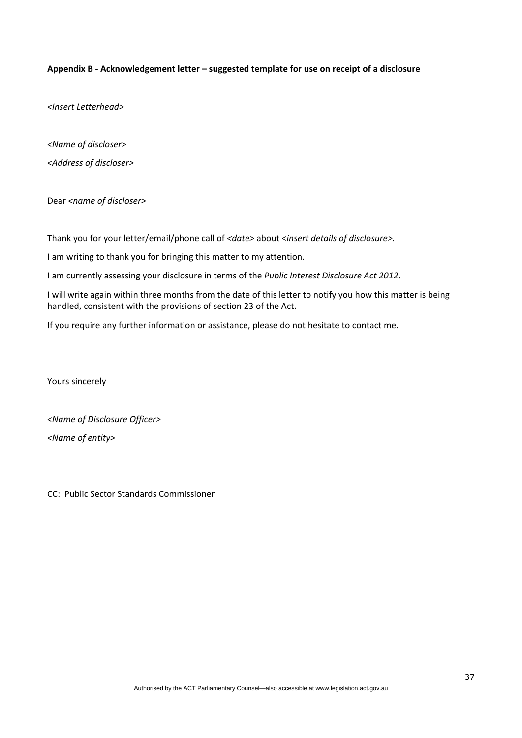**Appendix B - Acknowledgement letter – suggested template for use on receipt of a disclosure**

*<Insert Letterhead>*

*<Name of discloser>*

*<Address of discloser>*

Dear *<name of discloser>*

Thank you for your letter/email/phone call of *<date>* about *<insert details of disclosure>.*

I am writing to thank you for bringing this matter to my attention.

I am currently assessing your disclosure in terms of the *Public Interest Disclosure Act 2012*.

I will write again within three months from the date of this letter to notify you how this matter is being handled, consistent with the provisions of section 23 of the Act.

If you require any further information or assistance, please do not hesitate to contact me.

Yours sincerely

*<Name of Disclosure Officer>*

*<Name of entity>*

CC: Public Sector Standards Commissioner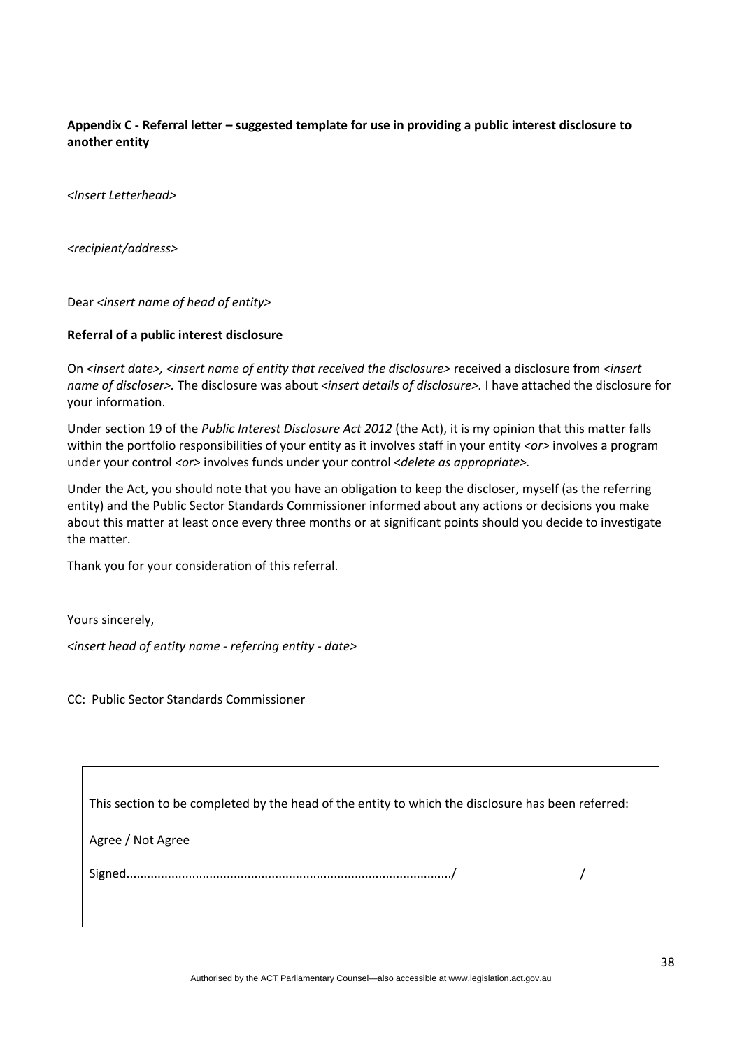**Appendix C - Referral letter – suggested template for use in providing a public interest disclosure to another entity**

*<Insert Letterhead>*

*<recipient/address>*

Dear *<insert name of head of entity>*

**Referral of a public interest disclosure**

On *<insert date>, <insert name of entity that received the disclosure>* received a disclosure from *<insert name of discloser>.* The disclosure was about *<insert details of disclosure>.* I have attached the disclosure for your information.

Under section 19 of the *Public Interest Disclosure Act 2012* (the Act), it is my opinion that this matter falls within the portfolio responsibilities of your entity as it involves staff in your entity *<or>* involves a program under your control *<or>* involves funds under your control <*delete as appropriate>.*

Under the Act, you should note that you have an obligation to keep the discloser, myself (as the referring entity) and the Public Sector Standards Commissioner informed about any actions or decisions you make about this matter at least once every three months or at significant points should you decide to investigate the matter.

Thank you for your consideration of this referral.

Yours sincerely,

*<insert head of entity name - referring entity - date>*

CC: Public Sector Standards Commissioner

---

This section to be completed by the head of the entity to which the disclosure has been referred:

Agree / Not Agree

Signed.............................................................................................../ /

---

Authorised by the ACT Parliamentary Counsel—also accessible at www.legislation.act.gov.au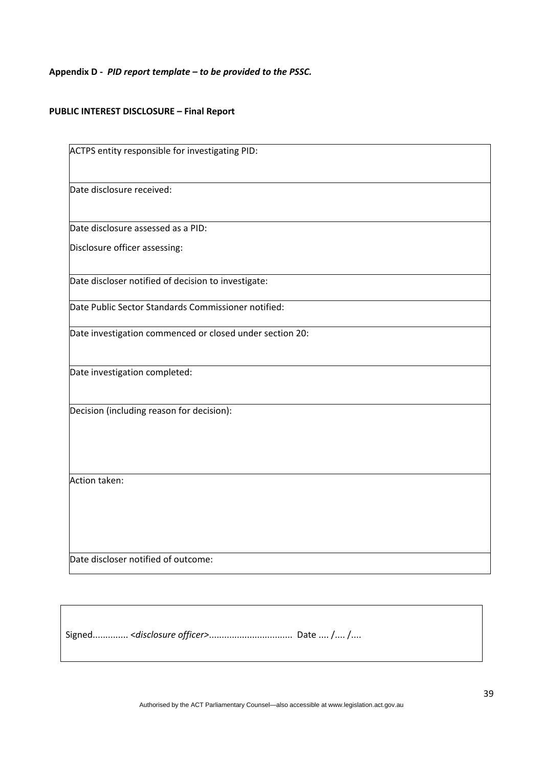**Appendix D -** ***PID report template – to be provided to the PSSC.***

**PUBLIC INTEREST DISCLOSURE – Final Report**

| |
|---|
| ACTPS entity responsible for investigating PID: |
| Date disclosure received: |
| Date disclosure assessed as a PID:<br>Disclosure officer assessing: |
| Date discloser notified of decision to investigate: |
| Date Public Sector Standards Commissioner notified: |
| Date investigation commenced or closed under section 20: |
| Date investigation completed: |
| Decision (including reason for decision): |
| Action taken: |
| Date discloser notified of outcome: |

| |
|---|
| Signed............. <*disclosure officer*>................................ Date .... /.... /.... |

Authorised by the ACT Parliamentary Counsel—also accessible at www.legislation.act.gov.au